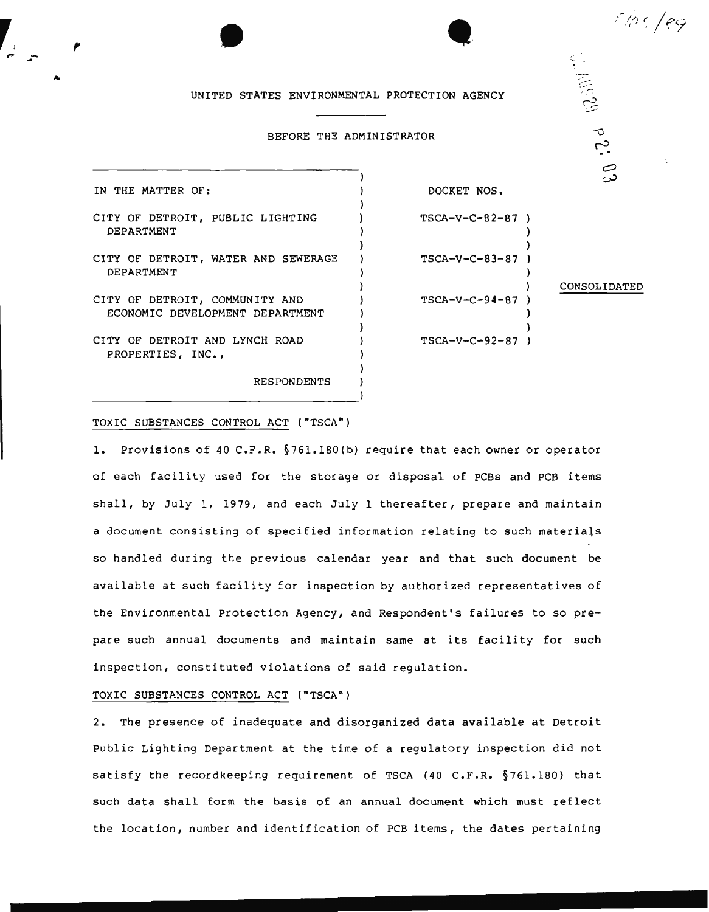UNITED STATES ENVIRONMENTAL PROTECTION AGENCY

BEFORE THE ADMINISTRATOR

| | | |
|---|---|---|
| IN THE MATTER OF: | DOCKET NOS. | |
| CITY OF DETROIT, PUBLIC LIGHTING DEPARTMENT | TSCA-V-C-82-87 | |
| CITY OF DETROIT, WATER AND SEWERAGE DEPARTMENT | TSCA-V-C-83-87 | CONSOLIDATED |
| CITY OF DETROIT, COMMUNITY AND ECONOMIC DEVELOPMENT DEPARTMENT | TSCA-V-C-94-87 | |
| CITY OF DETROIT AND LYNCH ROAD PROPERTIES, INC., | TSCA-V-C-92-87 | |
| RESPONDENTS | | |

TOXIC SUBSTANCES CONTROL ACT ("TSCA")

1. Provisions of 40 C.F.R. §761.180(b) require that each owner or operator of each facility used for the storage or disposal of PCBs and PCB items shall, by July 1, 1979, and each July 1 thereafter, prepare and maintain a document consisting of specified information relating to such materials so handled during the previous calendar year and that such document be available at such facility for inspection by authorized representatives of the Environmental Protection Agency, and Respondent's failures to so prepare such annual documents and maintain same at its facility for such inspection, constituted violations of said regulation.

TOXIC SUBSTANCES CONTROL ACT ("TSCA")

2. The presence of inadequate and disorganized data available at Detroit Public Lighting Department at the time of a regulatory inspection did not satisfy the recordkeeping requirement of TSCA (40 C.F.R. §761.180) that such data shall form the basis of an annual document which must reflect the location, number and identification of PCB items, the dates pertaining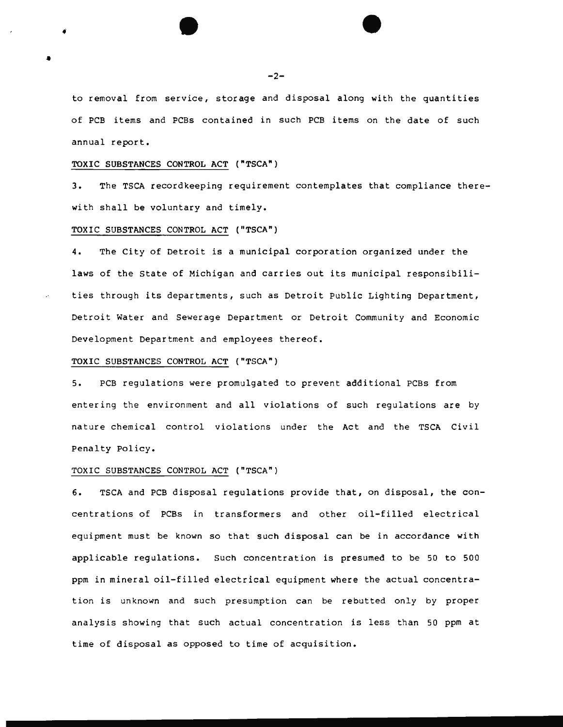to removal from service, storage and disposal along with the quantities of PCB items and PCBs contained in such PCB items on the date of such annual report.

TOXIC SUBSTANCES CONTROL ACT ("TSCA")

3. The TSCA recordkeeping requirement contemplates that compliance therewith shall be voluntary and timely.

TOXIC SUBSTANCES CONTROL ACT ("TSCA")

4. The City of Detroit is a municipal corporation organized under the laws of the State of Michigan and carries out its municipal responsibilities through its departments, such as Detroit Public Lighting Department, Detroit Water and Sewerage Department or Detroit Community and Economic Development Department and employees thereof.

TOXIC SUBSTANCES CONTROL ACT ("TSCA")

5. PCB regulations were promulgated to prevent additional PCBs from entering the environment and all violations of such regulations are by nature chemical control violations under the Act and the TSCA Civil Penalty Policy.

TOXIC SUBSTANCES CONTROL ACT ("TSCA")

6. TSCA and PCB disposal regulations provide that, on disposal, the concentrations of PCBs in transformers and other oil-filled electrical equipment must be known so that such disposal can be in accordance with applicable regulations. Such concentration is presumed to be 50 to 500 ppm in mineral oil-filled electrical equipment where the actual concentration is unknown and such presumption can be rebutted only by proper analysis showing that such actual concentration is less than 50 ppm at time of disposal as opposed to time of acquisition.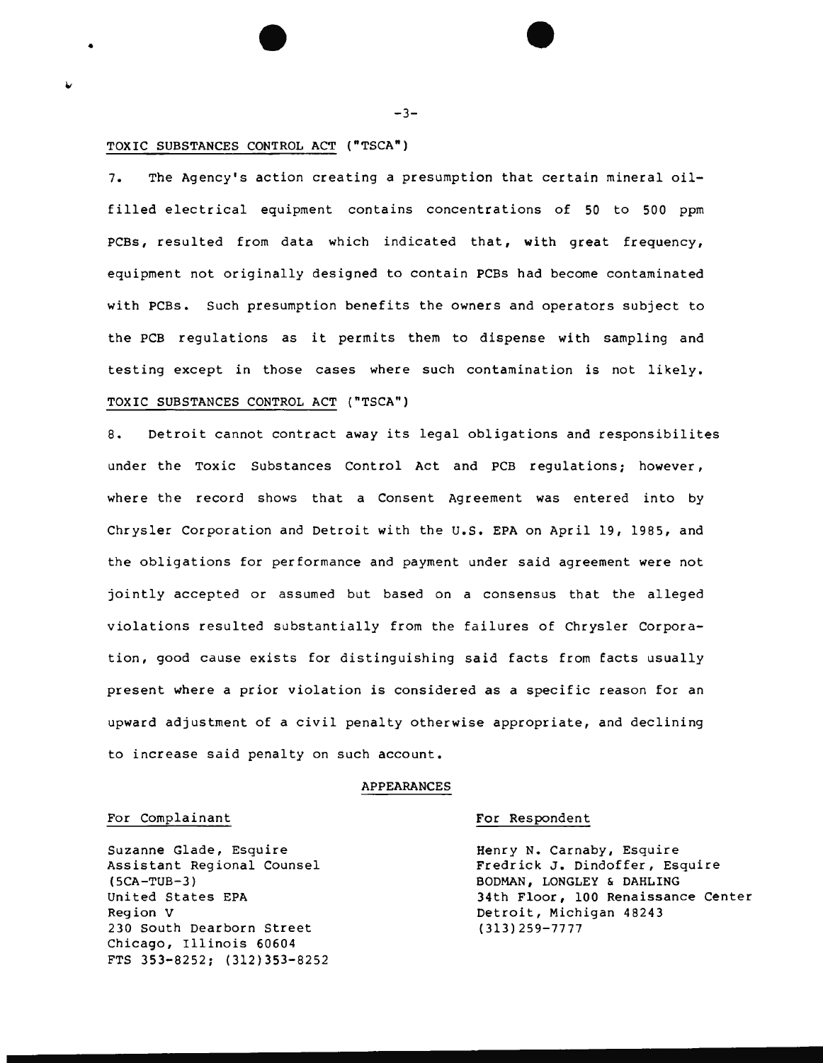TOXIC SUBSTANCES CONTROL ACT ("TSCA")

7. The Agency's action creating a presumption that certain mineral oil-filled electrical equipment contains concentrations of 50 to 500 ppm PCBs, resulted from data which indicated that, with great frequency, equipment not originally designed to contain PCBs had become contaminated with PCBs. Such presumption benefits the owners and operators subject to the PCB regulations as it permits them to dispense with sampling and testing except in those cases where such contamination is not likely.

TOXIC SUBSTANCES CONTROL ACT ("TSCA")

8. Detroit cannot contract away its legal obligations and responsibilites under the Toxic Substances Control Act and PCB regulations; however, where the record shows that a Consent Agreement was entered into by Chrysler Corporation and Detroit with the U.S. EPA on April 19, 1985, and the obligations for performance and payment under said agreement were not jointly accepted or assumed but based on a consensus that the alleged violations resulted substantially from the failures of Chrysler Corporation, good cause exists for distinguishing said facts from facts usually present where a prior violation is considered as a specific reason for an upward adjustment of a civil penalty otherwise appropriate, and declining to increase said penalty on such account.

APPEARANCES

For Complainant

Suzanne Glade, Esquire
Assistant Regional Counsel
(5CA-TUB-3)
United States EPA
Region V
230 South Dearborn Street
Chicago, Illinois 60604
FTS 353-8252; (312)353-8252

For Respondent

Henry N. Carnaby, Esquire
Fredrick J. Dindoffer, Esquire
BODMAN, LONGLEY & DAHLING
34th Floor, 100 Renaissance Center
Detroit, Michigan 48243
(313)259-7777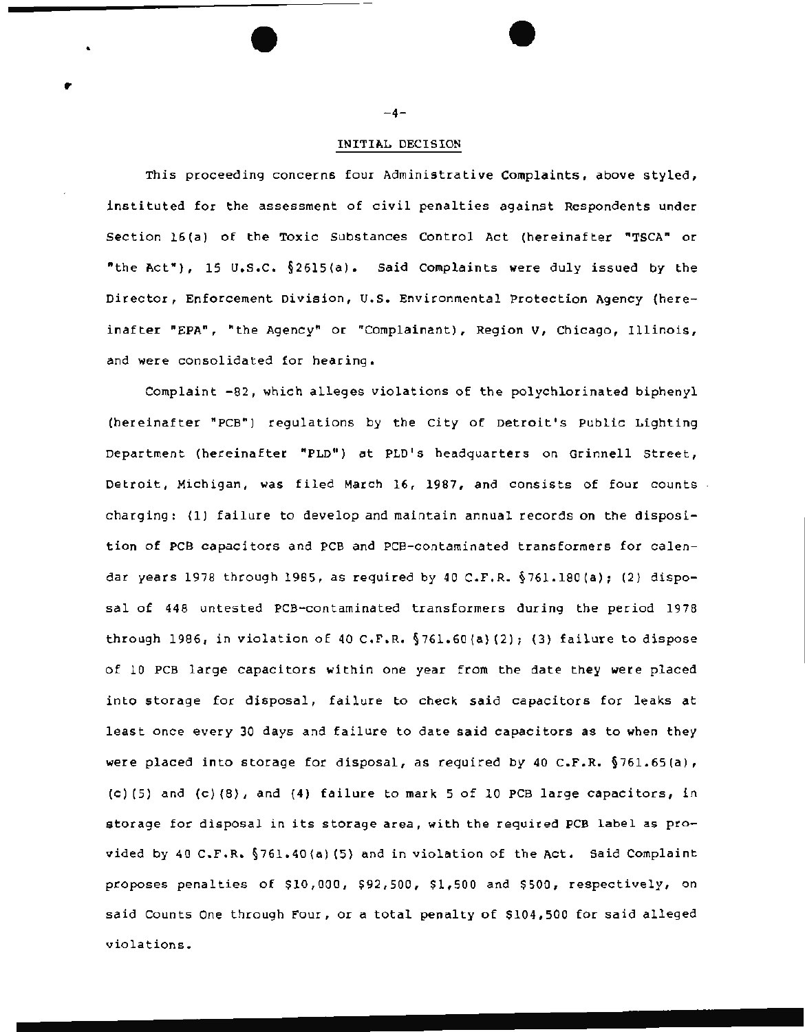## INITIAL DECISION

This proceeding concerns four Administrative Complaints, above styled, instituted for the assessment of civil penalties against Respondents under Section 16(a) of the Toxic Substances Control Act (hereinafter "TSCA" or "the Act"), 15 U.S.C. §2615(a). Said Complaints were duly issued by the Director, Enforcement Division, U.S. Environmental Protection Agency (hereinafter "EPA", "the Agency" or "Complainant), Region V, Chicago, Illinois, and were consolidated for hearing.

Complaint -82, which alleges violations of the polychlorinated biphenyl (hereinafter "PCB") regulations by the City of Detroit's Public Lighting Department (hereinafter "PLD") at PLD's headquarters on Grinnell Street, Detroit, Michigan, was filed March 16, 1987, and consists of four counts charging: (1) failure to develop and maintain annual records on the disposition of PCB capacitors and PCB and PCB-contaminated transformers for calendar years 1978 through 1985, as required by 40 C.F.R. §761.180(a); (2) disposal of 448 untested PCB-contaminated transformers during the period 1978 through 1986, in violation of 40 C.F.R. §761.60(a)(2); (3) failure to dispose of 10 PCB large capacitors within one year from the date they were placed into storage for disposal, failure to check said capacitors for leaks at least once every 30 days and failure to date said capacitors as to when they were placed into storage for disposal, as required by 40 C.F.R. §761.65(a), (c)(5) and (c)(8), and (4) failure to mark 5 of 10 PCB large capacitors, in storage for disposal in its storage area, with the required PCB label as provided by 40 C.F.R. §761.40(a)(5) and in violation of the Act. Said Complaint proposes penalties of $10,000, $92,500, $1,500 and $500, respectively, on said Counts One through Four, or a total penalty of $104,500 for said alleged violations.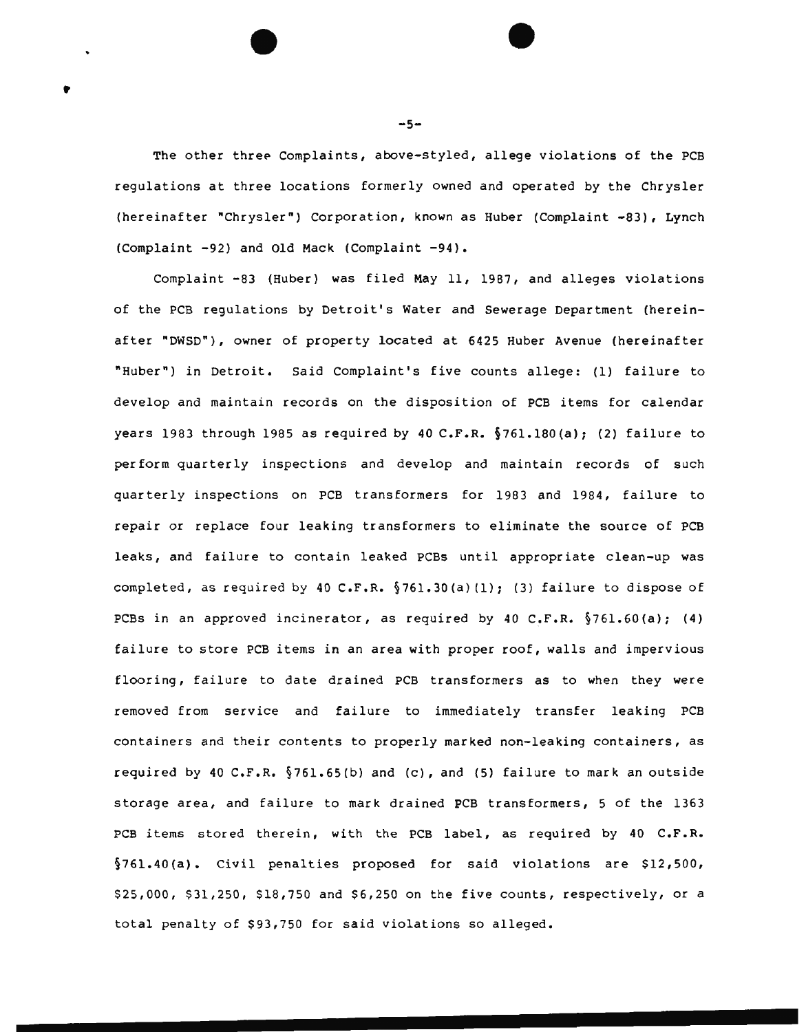The other three Complaints, above-styled, allege violations of the PCB regulations at three locations formerly owned and operated by the Chrysler (hereinafter "Chrysler") Corporation, known as Huber (Complaint -83), Lynch (Complaint -92) and Old Mack (Complaint -94).

Complaint -83 (Huber) was filed May 11, 1987, and alleges violations of the PCB regulations by Detroit's Water and Sewerage Department (hereinafter "DWSD"), owner of property located at 6425 Huber Avenue (hereinafter "Huber") in Detroit. Said Complaint's five counts allege: (1) failure to develop and maintain records on the disposition of PCB items for calendar years 1983 through 1985 as required by 40 C.F.R. §761.180(a); (2) failure to perform quarterly inspections and develop and maintain records of such quarterly inspections on PCB transformers for 1983 and 1984, failure to repair or replace four leaking transformers to eliminate the source of PCB leaks, and failure to contain leaked PCBs until appropriate clean-up was completed, as required by 40 C.F.R. §761.30(a)(1); (3) failure to dispose of PCBs in an approved incinerator, as required by 40 C.F.R. §761.60(a); (4) failure to store PCB items in an area with proper roof, walls and impervious flooring, failure to date drained PCB transformers as to when they were removed from service and failure to immediately transfer leaking PCB containers and their contents to properly marked non-leaking containers, as required by 40 C.F.R. §761.65(b) and (c), and (5) failure to mark an outside storage area, and failure to mark drained PCB transformers, 5 of the 1363 PCB items stored therein, with the PCB label, as required by 40 C.F.R. §761.40(a). Civil penalties proposed for said violations are $12,500, $25,000, $31,250, $18,750 and $6,250 on the five counts, respectively, or a total penalty of $93,750 for said violations so alleged.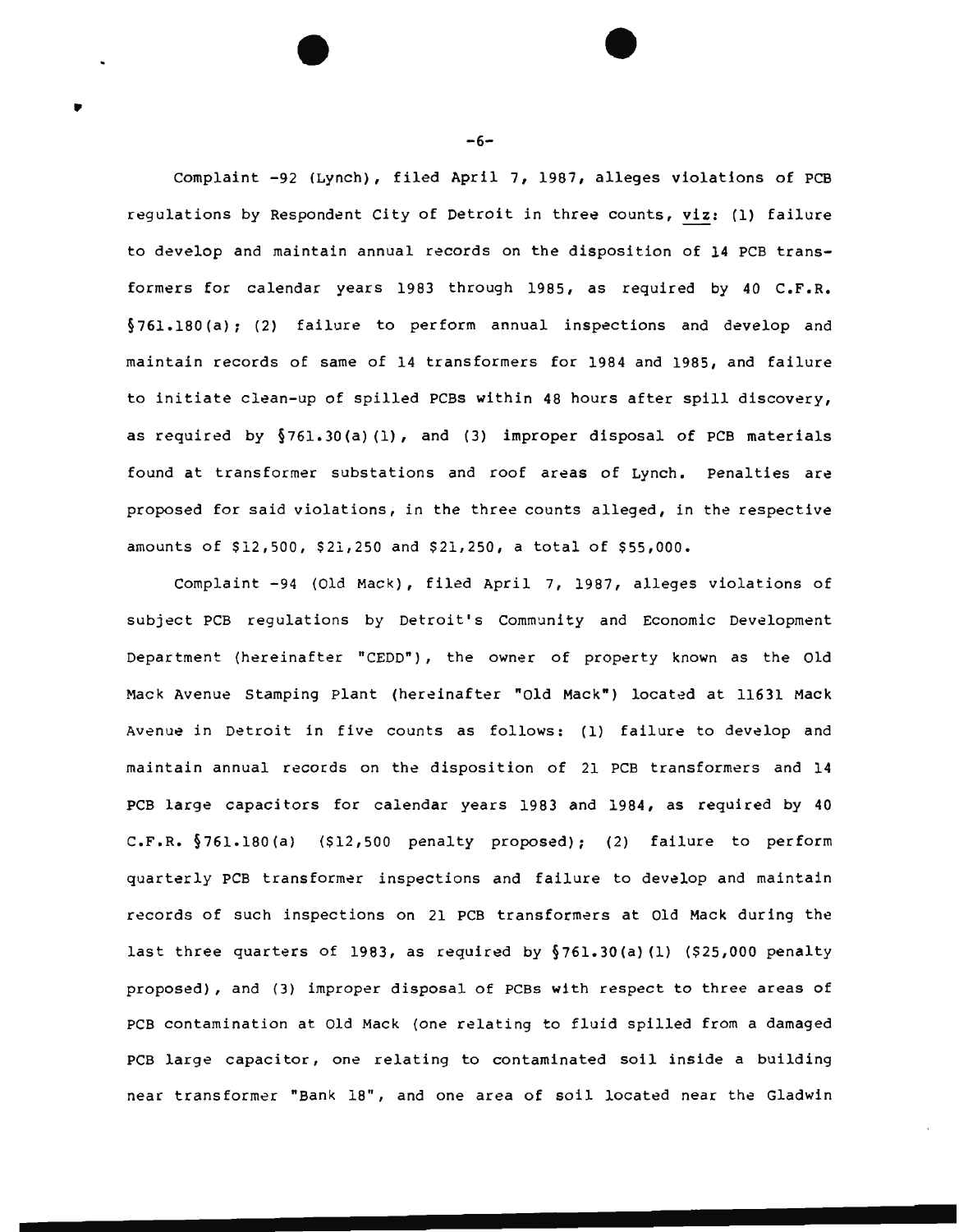Complaint -92 (Lynch), filed April 7, 1987, alleges violations of PCB regulations by Respondent City of Detroit in three counts, viz: (1) failure to develop and maintain annual records on the disposition of 14 PCB transformers for calendar years 1983 through 1985, as required by 40 C.F.R. §761.180(a); (2) failure to perform annual inspections and develop and maintain records of same of 14 transformers for 1984 and 1985, and failure to initiate clean-up of spilled PCBs within 48 hours after spill discovery, as required by §761.30(a)(1), and (3) improper disposal of PCB materials found at transformer substations and roof areas of Lynch. Penalties are proposed for said violations, in the three counts alleged, in the respective amounts of $12,500, $21,250 and $21,250, a total of $55,000.

Complaint -94 (Old Mack), filed April 7, 1987, alleges violations of subject PCB regulations by Detroit's Community and Economic Development Department (hereinafter "CEDD"), the owner of property known as the Old Mack Avenue Stamping Plant (hereinafter "Old Mack") located at 11631 Mack Avenue in Detroit in five counts as follows: (1) failure to develop and maintain annual records on the disposition of 21 PCB transformers and 14 PCB large capacitors for calendar years 1983 and 1984, as required by 40 C.F.R. §761.180(a) ($12,500 penalty proposed); (2) failure to perform quarterly PCB transformer inspections and failure to develop and maintain records of such inspections on 21 PCB transformers at Old Mack during the last three quarters of 1983, as required by §761.30(a)(1) ($25,000 penalty proposed), and (3) improper disposal of PCBs with respect to three areas of PCB contamination at Old Mack (one relating to fluid spilled from a damaged PCB large capacitor, one relating to contaminated soil inside a building near transformer "Bank 18", and one area of soil located near the Gladwin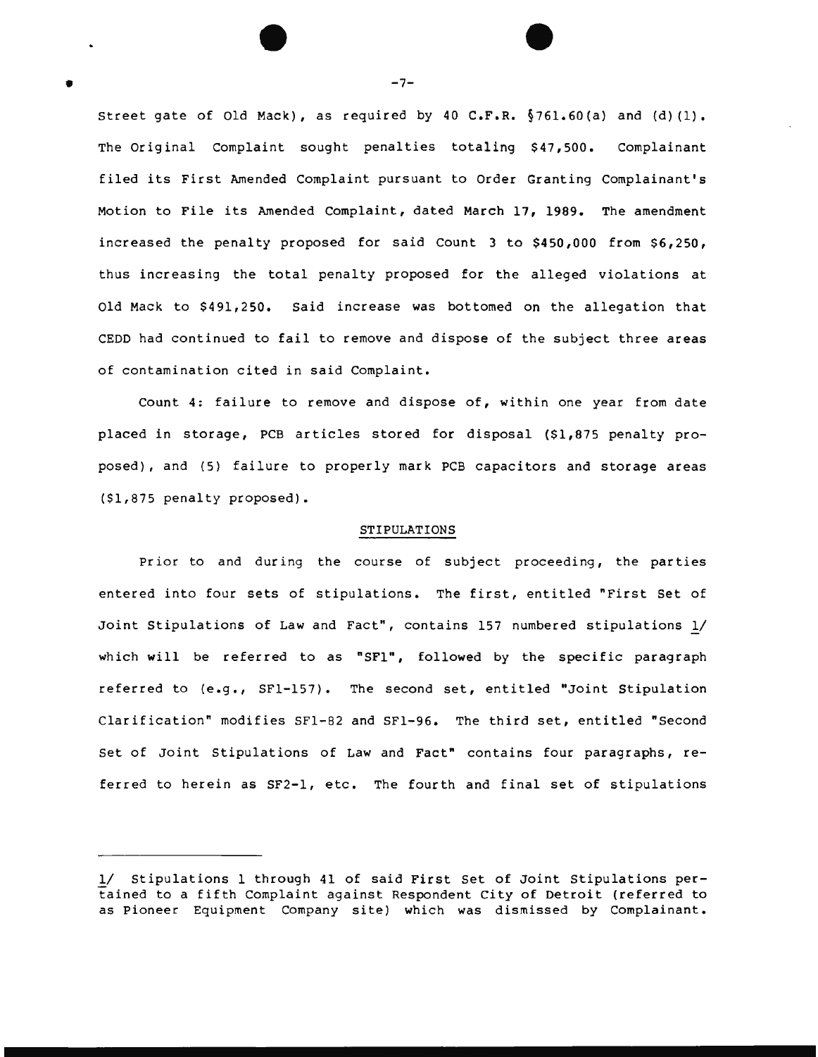Street gate of Old Mack), as required by 40 C.F.R. §761.60(a) and (d)(1). The Original Complaint sought penalties totaling $47,500. Complainant filed its First Amended Complaint pursuant to Order Granting Complainant's Motion to File its Amended Complaint, dated March 17, 1989. The amendment increased the penalty proposed for said Count 3 to $450,000 from $6,250, thus increasing the total penalty proposed for the alleged violations at Old Mack to $491,250. Said increase was bottomed on the allegation that CEDD had continued to fail to remove and dispose of the subject three areas of contamination cited in said Complaint.

Count 4: failure to remove and dispose of, within one year from date placed in storage, PCB articles stored for disposal ($1,875 penalty proposed), and (5) failure to properly mark PCB capacitors and storage areas ($1,875 penalty proposed).

## STIPULATIONS

Prior to and during the course of subject proceeding, the parties entered into four sets of stipulations. The first, entitled "First Set of Joint Stipulations of Law and Fact", contains 157 numbered stipulations 1/ which will be referred to as "SF1", followed by the specific paragraph referred to (e.g., SF1-157). The second set, entitled "Joint Stipulation Clarification" modifies SF1-82 and SF1-96. The third set, entitled "Second Set of Joint Stipulations of Law and Fact" contains four paragraphs, referred to herein as SF2-1, etc. The fourth and final set of stipulations

---

1/ Stipulations 1 through 41 of said First Set of Joint Stipulations pertained to a fifth Complaint against Respondent City of Detroit (referred to as Pioneer Equipment Company site) which was dismissed by Complainant.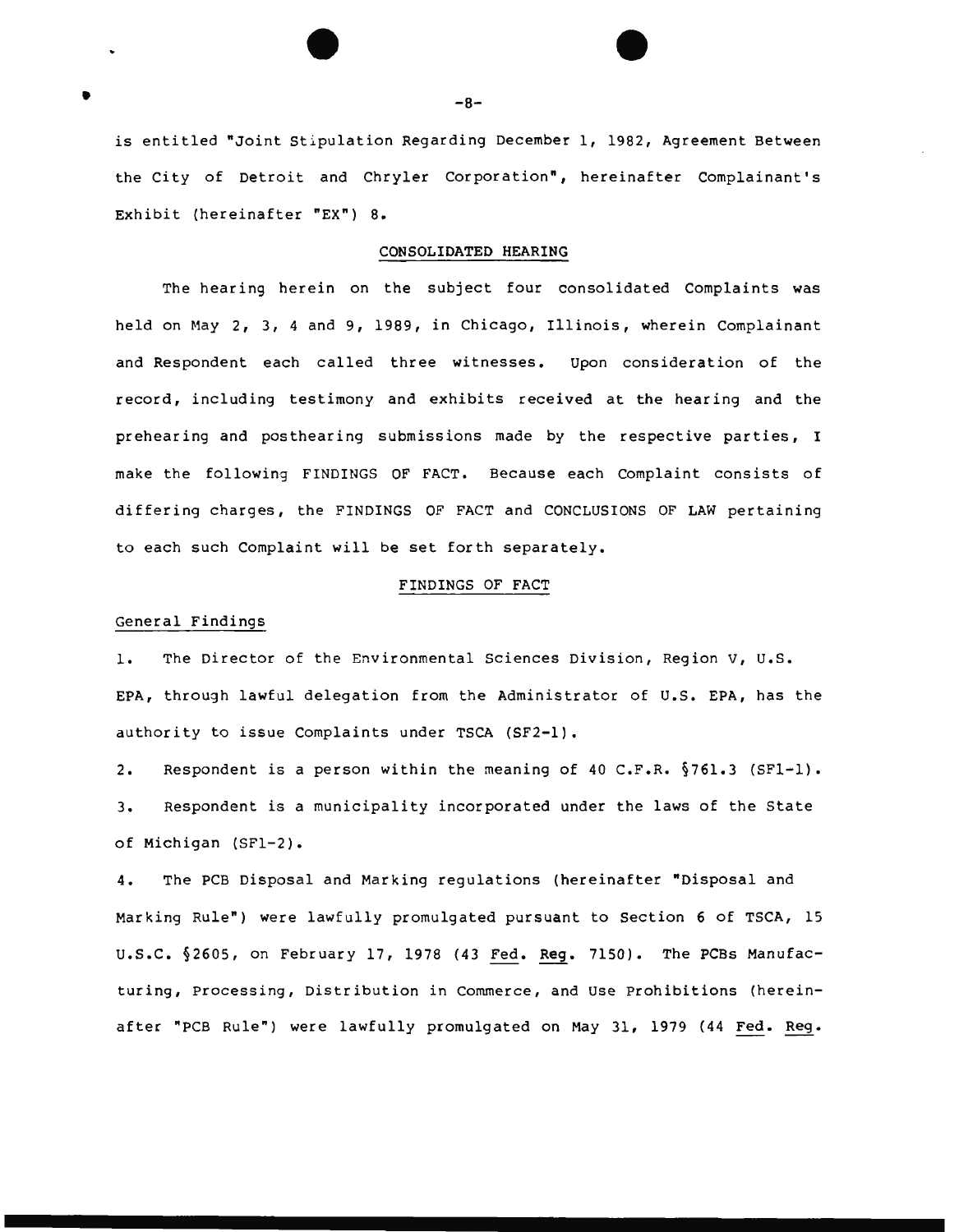is entitled "Joint Stipulation Regarding December 1, 1982, Agreement Between the City of Detroit and Chryler Corporation", hereinafter Complainant's Exhibit (hereinafter "EX") 8.

## CONSOLIDATED HEARING

The hearing herein on the subject four consolidated Complaints was held on May 2, 3, 4 and 9, 1989, in Chicago, Illinois, wherein Complainant and Respondent each called three witnesses. Upon consideration of the record, including testimony and exhibits received at the hearing and the prehearing and posthearing submissions made by the respective parties, I make the following FINDINGS OF FACT. Because each Complaint consists of differing charges, the FINDINGS OF FACT and CONCLUSIONS OF LAW pertaining to each such Complaint will be set forth separately.

## FINDINGS OF FACT

### General Findings

1. The Director of the Environmental Sciences Division, Region V, U.S. EPA, through lawful delegation from the Administrator of U.S. EPA, has the authority to issue Complaints under TSCA (SF2-1).

2. Respondent is a person within the meaning of 40 C.F.R. §761.3 (SF1-1).

3. Respondent is a municipality incorporated under the laws of the State of Michigan (SF1-2).

4. The PCB Disposal and Marking regulations (hereinafter "Disposal and Marking Rule") were lawfully promulgated pursuant to Section 6 of TSCA, 15 U.S.C. §2605, on February 17, 1978 (43 Fed. Reg. 7150). The PCBs Manufacturing, Processing, Distribution in Commerce, and Use Prohibitions (hereinafter "PCB Rule") were lawfully promulgated on May 31, 1979 (44 Fed. Reg.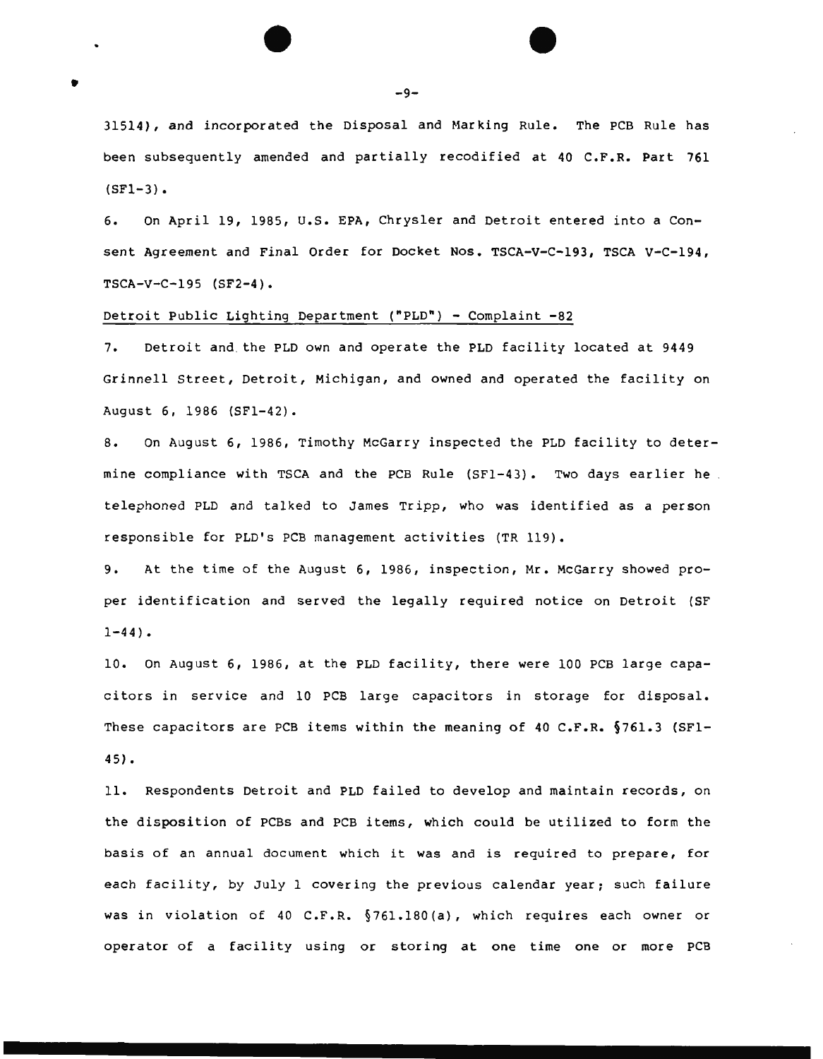31514), and incorporated the Disposal and Marking Rule. The PCB Rule has been subsequently amended and partially recodified at 40 C.F.R. Part 761 (SF1-3).

6. On April 19, 1985, U.S. EPA, Chrysler and Detroit entered into a Consent Agreement and Final Order for Docket Nos. TSCA-V-C-193, TSCA V-C-194, TSCA-V-C-195 (SF2-4).

Detroit Public Lighting Department ("PLD") - Complaint -82

7. Detroit and the PLD own and operate the PLD facility located at 9449 Grinnell Street, Detroit, Michigan, and owned and operated the facility on August 6, 1986 (SF1-42).

8. On August 6, 1986, Timothy McGarry inspected the PLD facility to determine compliance with TSCA and the PCB Rule (SF1-43). Two days earlier he telephoned PLD and talked to James Tripp, who was identified as a person responsible for PLD's PCB management activities (TR 119).

9. At the time of the August 6, 1986, inspection, Mr. McGarry showed proper identification and served the legally required notice on Detroit (SF 1-44).

10. On August 6, 1986, at the PLD facility, there were 100 PCB large capacitors in service and 10 PCB large capacitors in storage for disposal. These capacitors are PCB items within the meaning of 40 C.F.R. §761.3 (SF1-45).

11. Respondents Detroit and PLD failed to develop and maintain records, on the disposition of PCBs and PCB items, which could be utilized to form the basis of an annual document which it was and is required to prepare, for each facility, by July 1 covering the previous calendar year; such failure was in violation of 40 C.F.R. §761.180(a), which requires each owner or operator of a facility using or storing at one time one or more PCB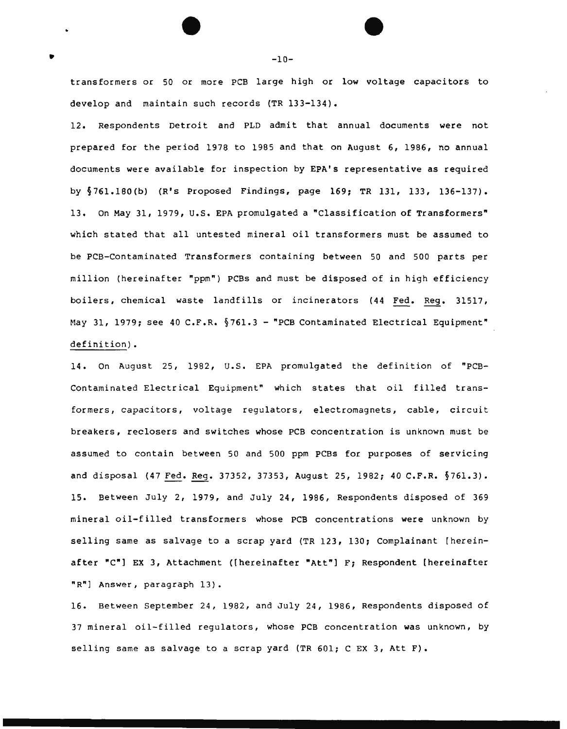transformers or 50 or more PCB large high or low voltage capacitors to develop and maintain such records (TR 133-134).

12. Respondents Detroit and PLD admit that annual documents were not prepared for the period 1978 to 1985 and that on August 6, 1986, no annual documents were available for inspection by EPA's representative as required by §761.180(b) (R's Proposed Findings, page 169; TR 131, 133, 136-137).

13. On May 31, 1979, U.S. EPA promulgated a "Classification of Transformers" which stated that all untested mineral oil transformers must be assumed to be PCB-Contaminated Transformers containing between 50 and 500 parts per million (hereinafter "ppm") PCBs and must be disposed of in high efficiency boilers, chemical waste landfills or incinerators (44 Fed. Reg. 31517, May 31, 1979; see 40 C.F.R. §761.3 - "PCB Contaminated Electrical Equipment" definition).

14. On August 25, 1982, U.S. EPA promulgated the definition of "PCB-Contaminated Electrical Equipment" which states that oil filled transformers, capacitors, voltage regulators, electromagnets, cable, circuit breakers, reclosers and switches whose PCB concentration is unknown must be assumed to contain between 50 and 500 ppm PCBs for purposes of servicing and disposal (47 Fed. Reg. 37352, 37353, August 25, 1982; 40 C.F.R. §761.3).

15. Between July 2, 1979, and July 24, 1986, Respondents disposed of 369 mineral oil-filled transformers whose PCB concentrations were unknown by selling same as salvage to a scrap yard (TR 123, 130; Complainant [hereinafter "C"] EX 3, Attachment ([hereinafter "Att"] F; Respondent [hereinafter "R"] Answer, paragraph 13).

16. Between September 24, 1982, and July 24, 1986, Respondents disposed of 37 mineral oil-filled regulators, whose PCB concentration was unknown, by selling same as salvage to a scrap yard (TR 601; C EX 3, Att F).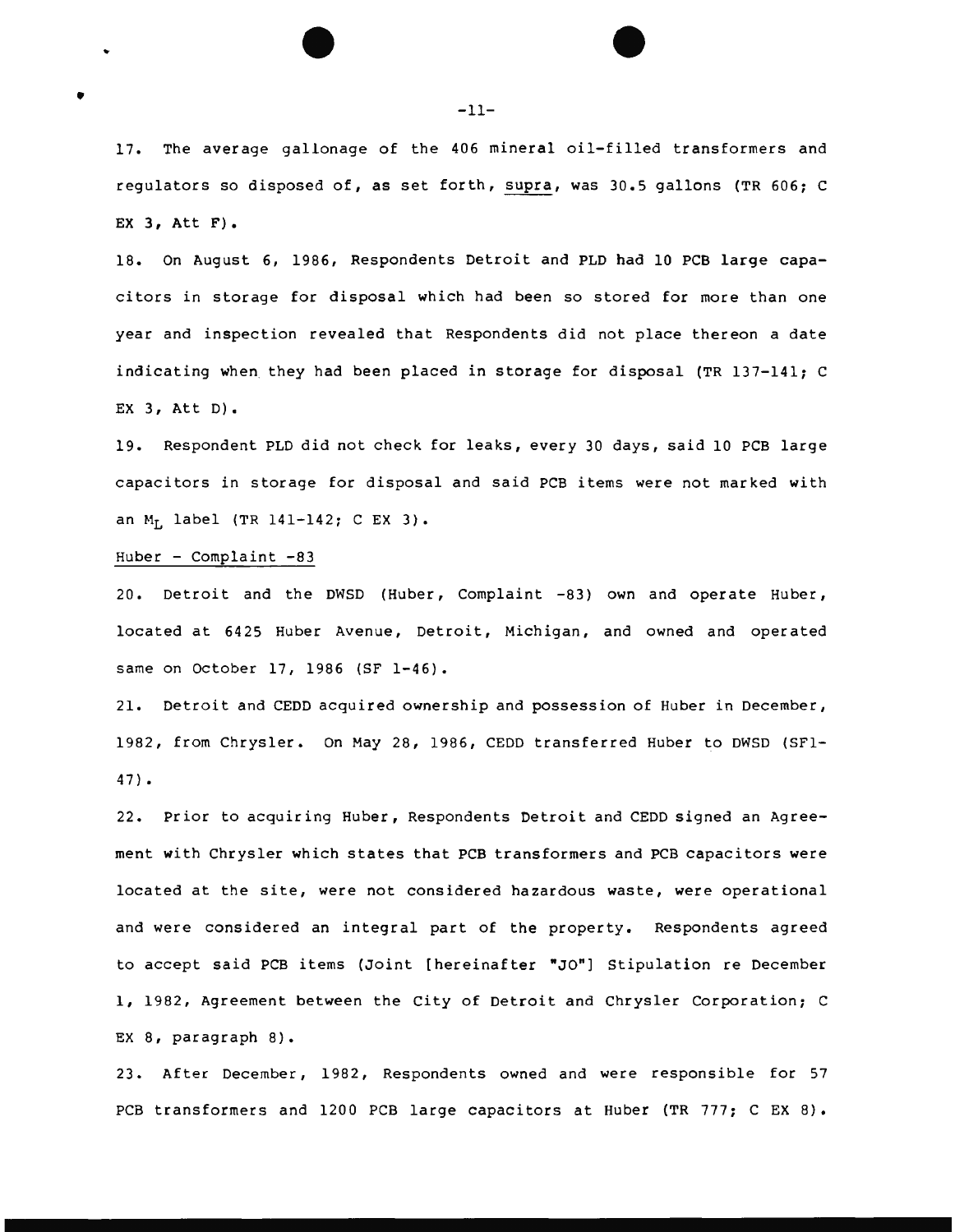17. The average gallonage of the 406 mineral oil-filled transformers and regulators so disposed of, as set forth, *supra*, was 30.5 gallons (TR 606; C EX 3, Att F).

18. On August 6, 1986, Respondents Detroit and PLD had 10 PCB large capacitors in storage for disposal which had been so stored for more than one year and inspection revealed that Respondents did not place thereon a date indicating when they had been placed in storage for disposal (TR 137-141; C EX 3, Att D).

19. Respondent PLD did not check for leaks, every 30 days, said 10 PCB large capacitors in storage for disposal and said PCB items were not marked with an $M_L$ label (TR 141-142; C EX 3).

Huber - Complaint -83

20. Detroit and the DWSD (Huber, Complaint -83) own and operate Huber, located at 6425 Huber Avenue, Detroit, Michigan, and owned and operated same on October 17, 1986 (SF 1-46).

21. Detroit and CEDD acquired ownership and possession of Huber in December, 1982, from Chrysler. On May 28, 1986, CEDD transferred Huber to DWSD (SF1-47).

22. Prior to acquiring Huber, Respondents Detroit and CEDD signed an Agreement with Chrysler which states that PCB transformers and PCB capacitors were located at the site, were not considered hazardous waste, were operational and were considered an integral part of the property. Respondents agreed to accept said PCB items (Joint [hereinafter "JO"] Stipulation re December 1, 1982, Agreement between the City of Detroit and Chrysler Corporation; C EX 8, paragraph 8).

23. After December, 1982, Respondents owned and were responsible for 57 PCB transformers and 1200 PCB large capacitors at Huber (TR 777; C EX 8).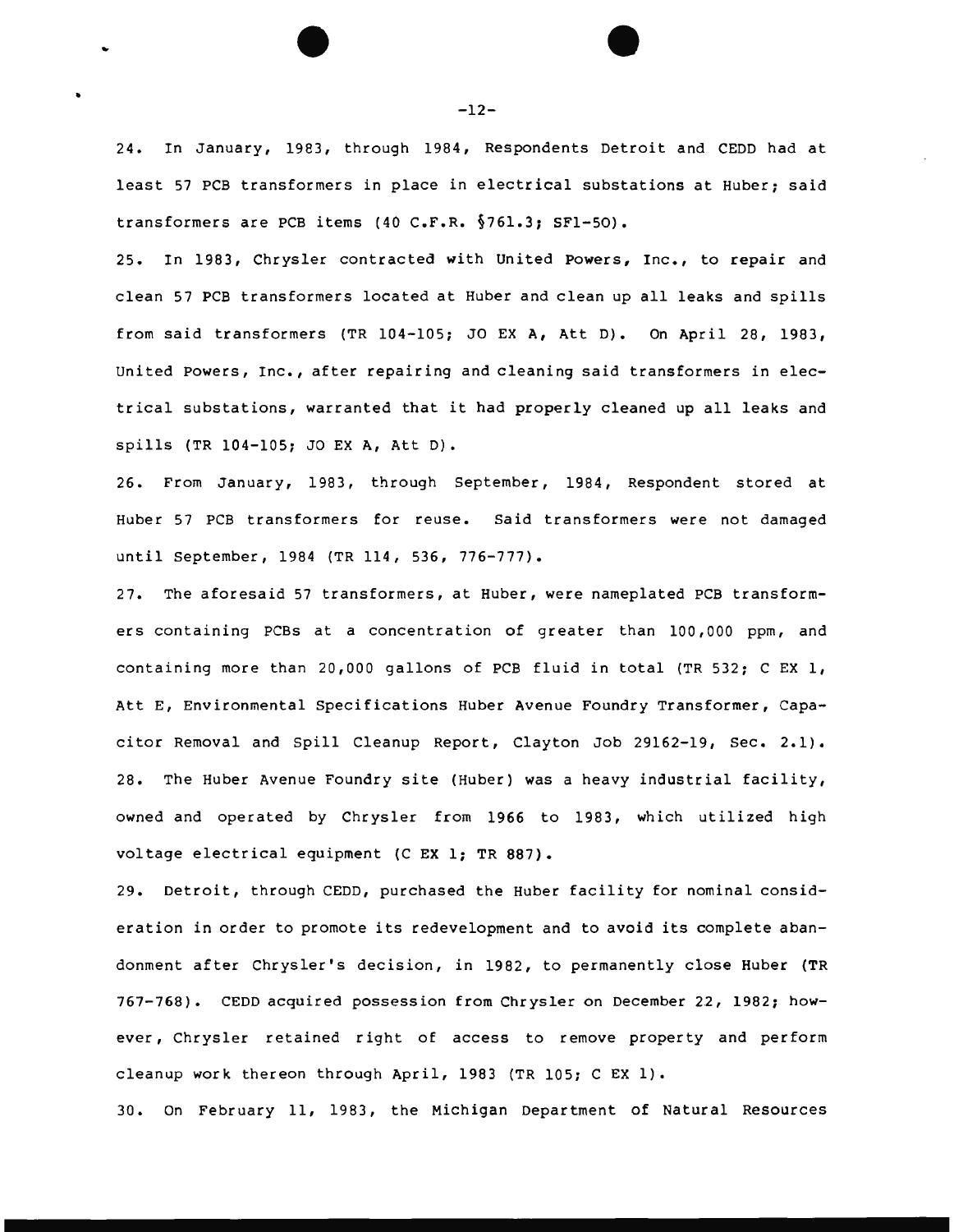24. In January, 1983, through 1984, Respondents Detroit and CEDD had at least 57 PCB transformers in place in electrical substations at Huber; said transformers are PCB items (40 C.F.R. §761.3; SF1-50).

25. In 1983, Chrysler contracted with United Powers, Inc., to repair and clean 57 PCB transformers located at Huber and clean up all leaks and spills from said transformers (TR 104-105; JO EX A, Att D). On April 28, 1983, United Powers, Inc., after repairing and cleaning said transformers in electrical substations, warranted that it had properly cleaned up all leaks and spills (TR 104-105; JO EX A, Att D).

26. From January, 1983, through September, 1984, Respondent stored at Huber 57 PCB transformers for reuse. Said transformers were not damaged until September, 1984 (TR 114, 536, 776-777).

27. The aforesaid 57 transformers, at Huber, were nameplated PCB transformers containing PCBs at a concentration of greater than 100,000 ppm, and containing more than 20,000 gallons of PCB fluid in total (TR 532; C EX 1, Att E, Environmental Specifications Huber Avenue Foundry Transformer, Capacitor Removal and Spill Cleanup Report, Clayton Job 29162-19, Sec. 2.1).

28. The Huber Avenue Foundry site (Huber) was a heavy industrial facility, owned and operated by Chrysler from 1966 to 1983, which utilized high voltage electrical equipment (C EX 1; TR 887).

29. Detroit, through CEDD, purchased the Huber facility for nominal consideration in order to promote its redevelopment and to avoid its complete abandonment after Chrysler's decision, in 1982, to permanently close Huber (TR 767-768). CEDD acquired possession from Chrysler on December 22, 1982; however, Chrysler retained right of access to remove property and perform cleanup work thereon through April, 1983 (TR 105; C EX 1).

30. On February 11, 1983, the Michigan Department of Natural Resources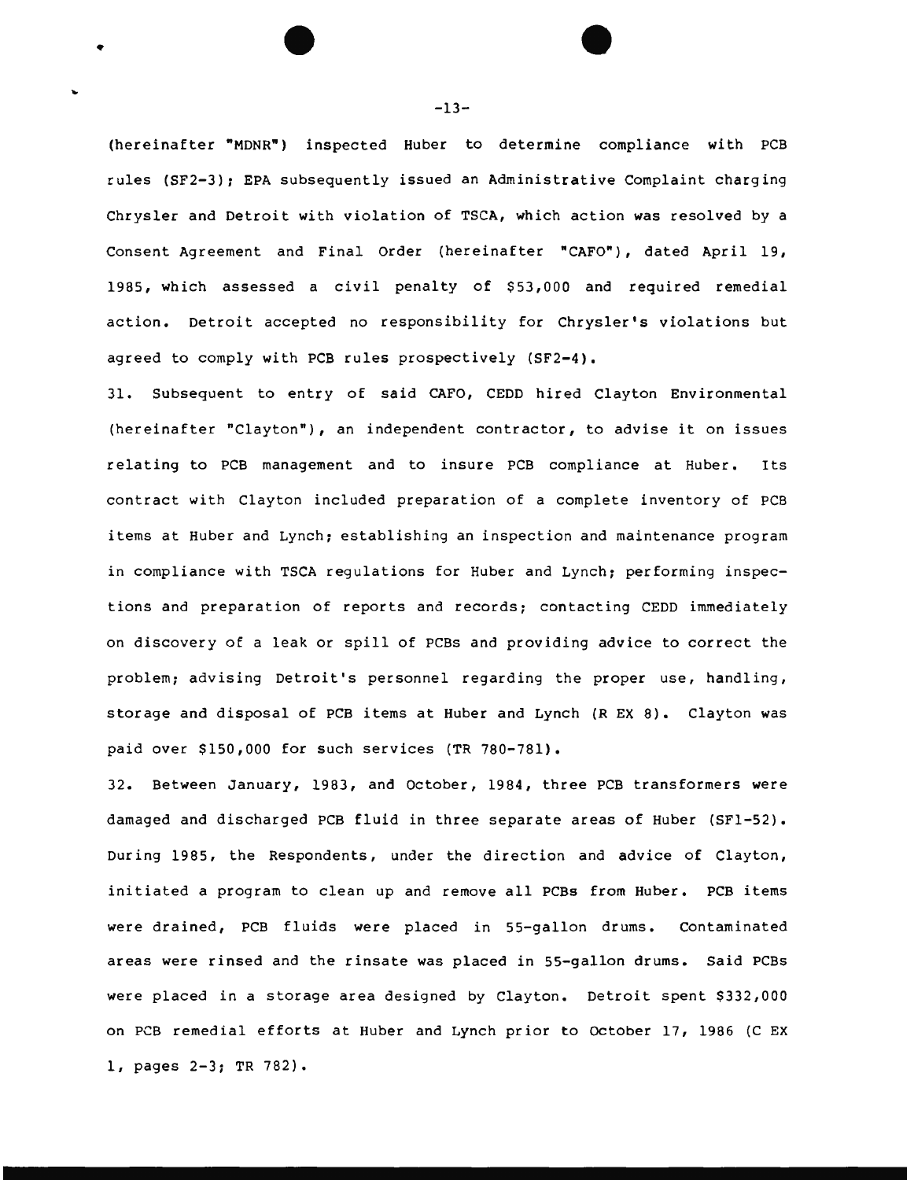(hereinafter "MDNR") inspected Huber to determine compliance with PCB rules (SF2-3); EPA subsequently issued an Administrative Complaint charging Chrysler and Detroit with violation of TSCA, which action was resolved by a Consent Agreement and Final Order (hereinafter "CAFO"), dated April 19, 1985, which assessed a civil penalty of $53,000 and required remedial action. Detroit accepted no responsibility for Chrysler's violations but agreed to comply with PCB rules prospectively (SF2-4).

31. Subsequent to entry of said CAFO, CEDD hired Clayton Environmental (hereinafter "Clayton"), an independent contractor, to advise it on issues relating to PCB management and to insure PCB compliance at Huber. Its contract with Clayton included preparation of a complete inventory of PCB items at Huber and Lynch; establishing an inspection and maintenance program in compliance with TSCA regulations for Huber and Lynch; performing inspections and preparation of reports and records; contacting CEDD immediately on discovery of a leak or spill of PCBs and providing advice to correct the problem; advising Detroit's personnel regarding the proper use, handling, storage and disposal of PCB items at Huber and Lynch (R EX 8). Clayton was paid over $150,000 for such services (TR 780-781).

32. Between January, 1983, and October, 1984, three PCB transformers were damaged and discharged PCB fluid in three separate areas of Huber (SF1-52). During 1985, the Respondents, under the direction and advice of Clayton, initiated a program to clean up and remove all PCBs from Huber. PCB items were drained, PCB fluids were placed in 55-gallon drums. Contaminated areas were rinsed and the rinsate was placed in 55-gallon drums. Said PCBs were placed in a storage area designed by Clayton. Detroit spent $332,000 on PCB remedial efforts at Huber and Lynch prior to October 17, 1986 (C EX 1, pages 2-3; TR 782).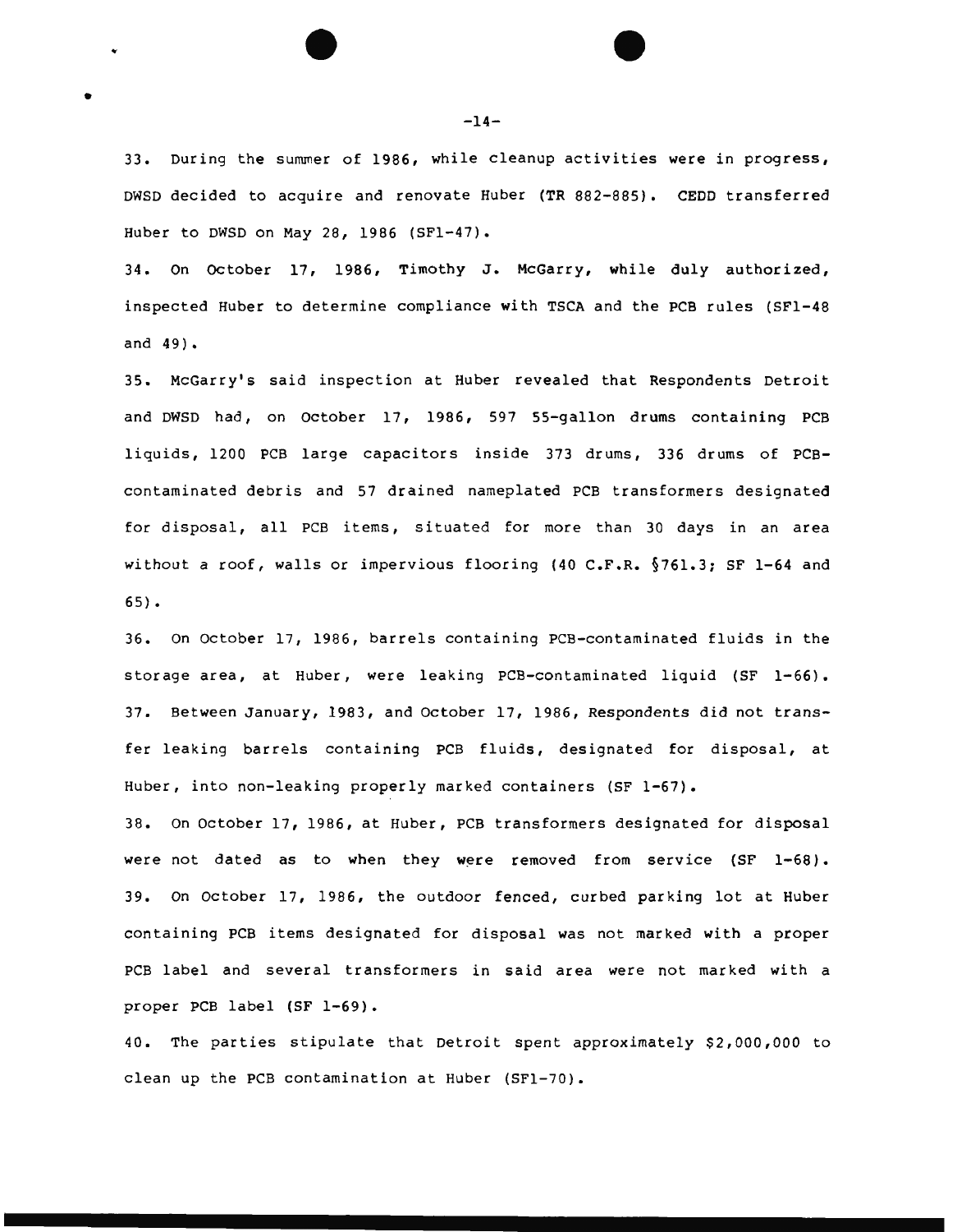33. During the summer of 1986, while cleanup activities were in progress, DWSD decided to acquire and renovate Huber (TR 882-885). CEDD transferred Huber to DWSD on May 28, 1986 (SF1-47).

34. On October 17, 1986, Timothy J. McGarry, while duly authorized, inspected Huber to determine compliance with TSCA and the PCB rules (SF1-48 and 49).

35. McGarry's said inspection at Huber revealed that Respondents Detroit and DWSD had, on October 17, 1986, 597 55-gallon drums containing PCB liquids, 1200 PCB large capacitors inside 373 drums, 336 drums of PCB-contaminated debris and 57 drained nameplated PCB transformers designated for disposal, all PCB items, situated for more than 30 days in an area without a roof, walls or impervious flooring (40 C.F.R. §761.3; SF 1-64 and 65).

36. On October 17, 1986, barrels containing PCB-contaminated fluids in the storage area, at Huber, were leaking PCB-contaminated liquid (SF 1-66).

37. Between January, 1983, and October 17, 1986, Respondents did not transfer leaking barrels containing PCB fluids, designated for disposal, at Huber, into non-leaking properly marked containers (SF 1-67).

38. On October 17, 1986, at Huber, PCB transformers designated for disposal were not dated as to when they were removed from service (SF 1-68).

39. On October 17, 1986, the outdoor fenced, curbed parking lot at Huber containing PCB items designated for disposal was not marked with a proper PCB label and several transformers in said area were not marked with a proper PCB label (SF 1-69).

40. The parties stipulate that Detroit spent approximately $2,000,000 to clean up the PCB contamination at Huber (SF1-70).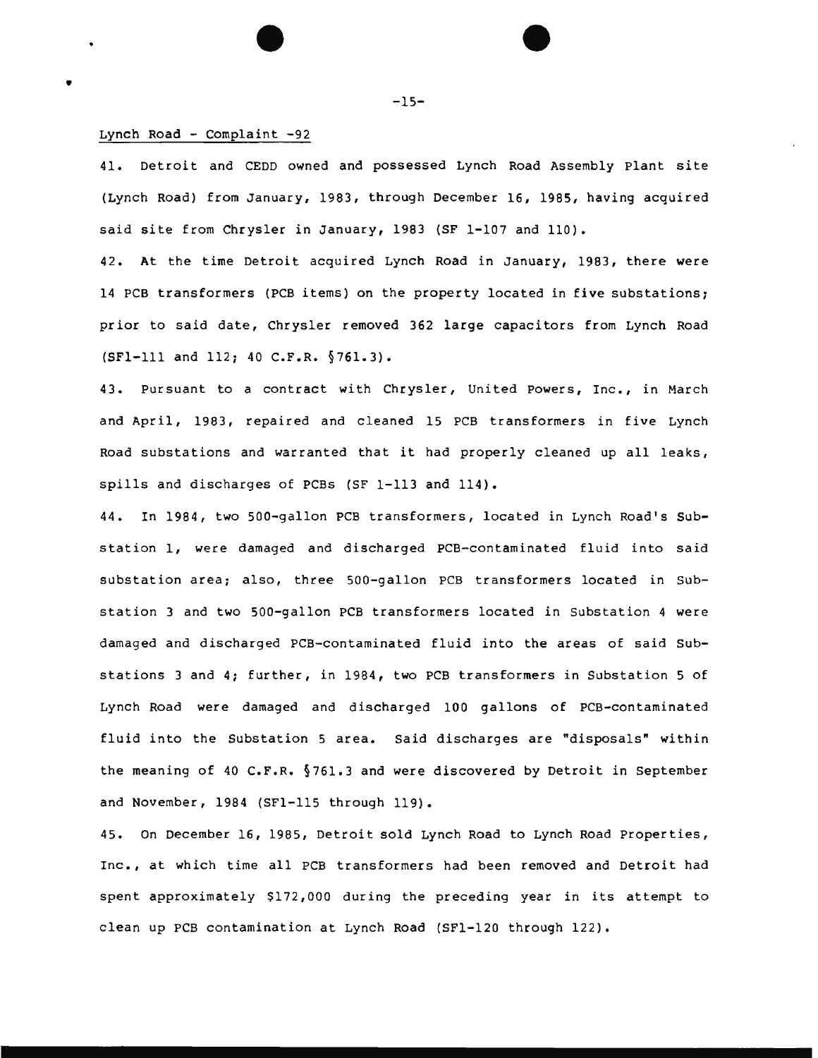Lynch Road - Complaint -92

41. Detroit and CEDD owned and possessed Lynch Road Assembly Plant site (Lynch Road) from January, 1983, through December 16, 1985, having acquired said site from Chrysler in January, 1983 (SF 1-107 and 110).

42. At the time Detroit acquired Lynch Road in January, 1983, there were 14 PCB transformers (PCB items) on the property located in five substations; prior to said date, Chrysler removed 362 large capacitors from Lynch Road (SF1-111 and 112; 40 C.F.R. §761.3).

43. Pursuant to a contract with Chrysler, United Powers, Inc., in March and April, 1983, repaired and cleaned 15 PCB transformers in five Lynch Road substations and warranted that it had properly cleaned up all leaks, spills and discharges of PCBs (SF 1-113 and 114).

44. In 1984, two 500-gallon PCB transformers, located in Lynch Road's Substation 1, were damaged and discharged PCB-contaminated fluid into said substation area; also, three 500-gallon PCB transformers located in Substation 3 and two 500-gallon PCB transformers located in Substation 4 were damaged and discharged PCB-contaminated fluid into the areas of said Substations 3 and 4; further, in 1984, two PCB transformers in Substation 5 of Lynch Road were damaged and discharged 100 gallons of PCB-contaminated fluid into the Substation 5 area. Said discharges are "disposals" within the meaning of 40 C.F.R. §761.3 and were discovered by Detroit in September and November, 1984 (SF1-115 through 119).

45. On December 16, 1985, Detroit sold Lynch Road to Lynch Road Properties, Inc., at which time all PCB transformers had been removed and Detroit had spent approximately $172,000 during the preceding year in its attempt to clean up PCB contamination at Lynch Road (SF1-120 through 122).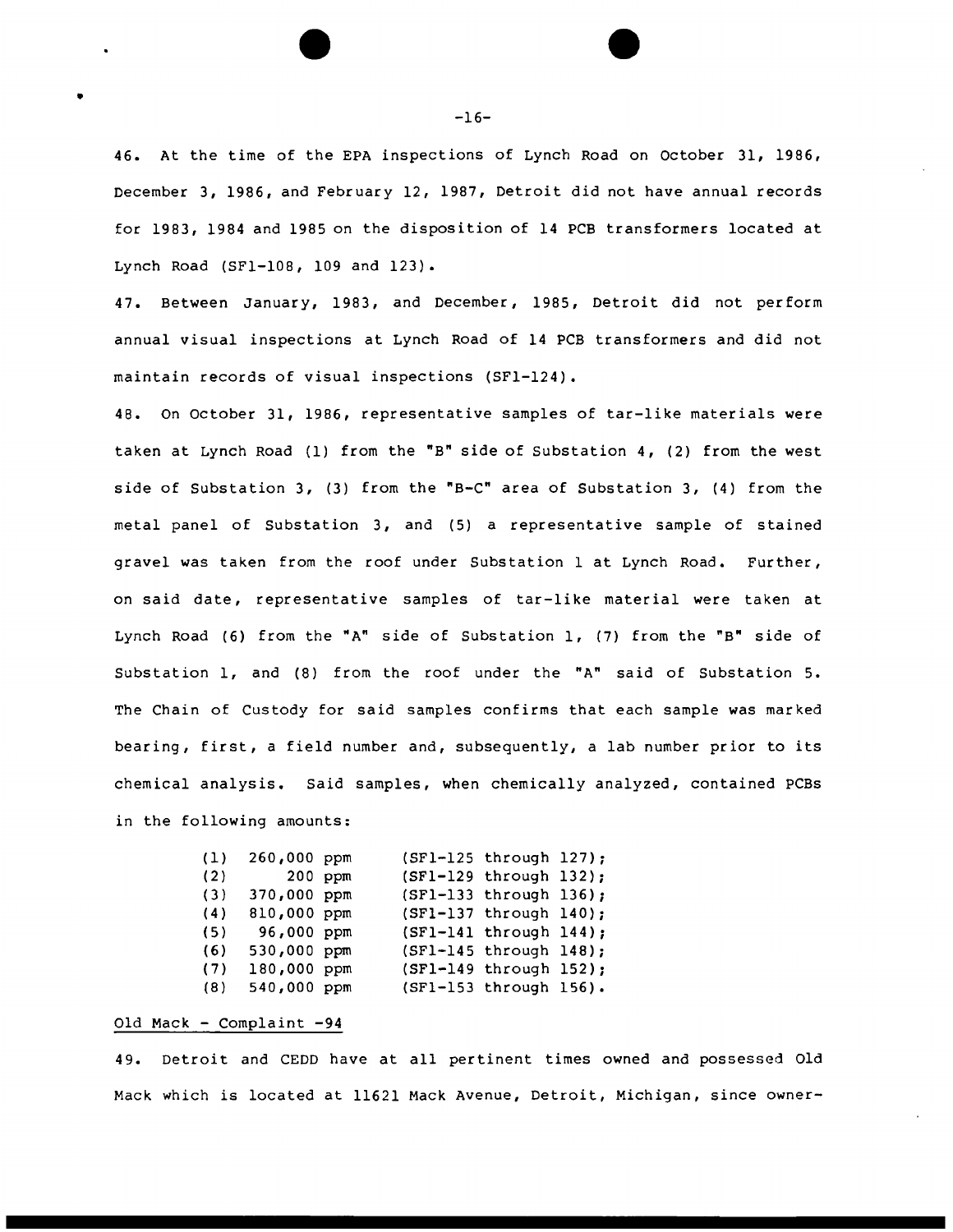46. At the time of the EPA inspections of Lynch Road on October 31, 1986, December 3, 1986, and February 12, 1987, Detroit did not have annual records for 1983, 1984 and 1985 on the disposition of 14 PCB transformers located at Lynch Road (SF1-108, 109 and 123).

47. Between January, 1983, and December, 1985, Detroit did not perform annual visual inspections at Lynch Road of 14 PCB transformers and did not maintain records of visual inspections (SF1-124).

48. On October 31, 1986, representative samples of tar-like materials were taken at Lynch Road (1) from the "B" side of Substation 4, (2) from the west side of Substation 3, (3) from the "B-C" area of Substation 3, (4) from the metal panel of Substation 3, and (5) a representative sample of stained gravel was taken from the roof under Substation 1 at Lynch Road. Further, on said date, representative samples of tar-like material were taken at Lynch Road (6) from the "A" side of Substation 1, (7) from the "B" side of Substation 1, and (8) from the roof under the "A" said of Substation 5. The Chain of Custody for said samples confirms that each sample was marked bearing, first, a field number and, subsequently, a lab number prior to its chemical analysis. Said samples, when chemically analyzed, contained PCBs in the following amounts:

| | | |
|---|---|---|
| (1) | 260,000 ppm | (SF1-125 through 127); |
| (2) | 200 ppm | (SF1-129 through 132); |
| (3) | 370,000 ppm | (SF1-133 through 136); |
| (4) | 810,000 ppm | (SF1-137 through 140); |
| (5) | 96,000 ppm | (SF1-141 through 144); |
| (6) | 530,000 ppm | (SF1-145 through 148); |
| (7) | 180,000 ppm | (SF1-149 through 152); |
| (8) | 540,000 ppm | (SF1-153 through 156). |

Old Mack - Complaint -94

49. Detroit and CEDD have at all pertinent times owned and possessed Old Mack which is located at 11621 Mack Avenue, Detroit, Michigan, since owner-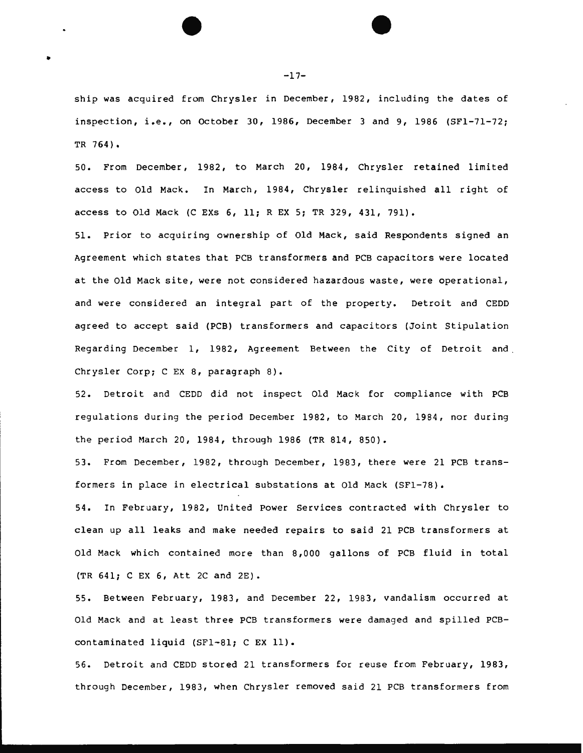ship was acquired from Chrysler in December, 1982, including the dates of inspection, i.e., on October 30, 1986, December 3 and 9, 1986 (SF1-71-72; TR 764).

50. From December, 1982, to March 20, 1984, Chrysler retained limited access to Old Mack. In March, 1984, Chrysler relinquished all right of access to Old Mack (C EXs 6, 11; R EX 5; TR 329, 431, 791).

51. Prior to acquiring ownership of Old Mack, said Respondents signed an Agreement which states that PCB transformers and PCB capacitors were located at the Old Mack site, were not considered hazardous waste, were operational, and were considered an integral part of the property. Detroit and CEDD agreed to accept said (PCB) transformers and capacitors (Joint Stipulation Regarding December 1, 1982, Agreement Between the City of Detroit and Chrysler Corp; C EX 8, paragraph 8).

52. Detroit and CEDD did not inspect Old Mack for compliance with PCB regulations during the period December 1982, to March 20, 1984, nor during the period March 20, 1984, through 1986 (TR 814, 850).

53. From December, 1982, through December, 1983, there were 21 PCB transformers in place in electrical substations at Old Mack (SF1-78).

54. In February, 1982, United Power Services contracted with Chrysler to clean up all leaks and make needed repairs to said 21 PCB transformers at Old Mack which contained more than 8,000 gallons of PCB fluid in total (TR 641; C EX 6, Att 2C and 2E).

55. Between February, 1983, and December 22, 1983, vandalism occurred at Old Mack and at least three PCB transformers were damaged and spilled PCB-contaminated liquid (SF1-81; C EX 11).

56. Detroit and CEDD stored 21 transformers for reuse from February, 1983, through December, 1983, when Chrysler removed said 21 PCB transformers from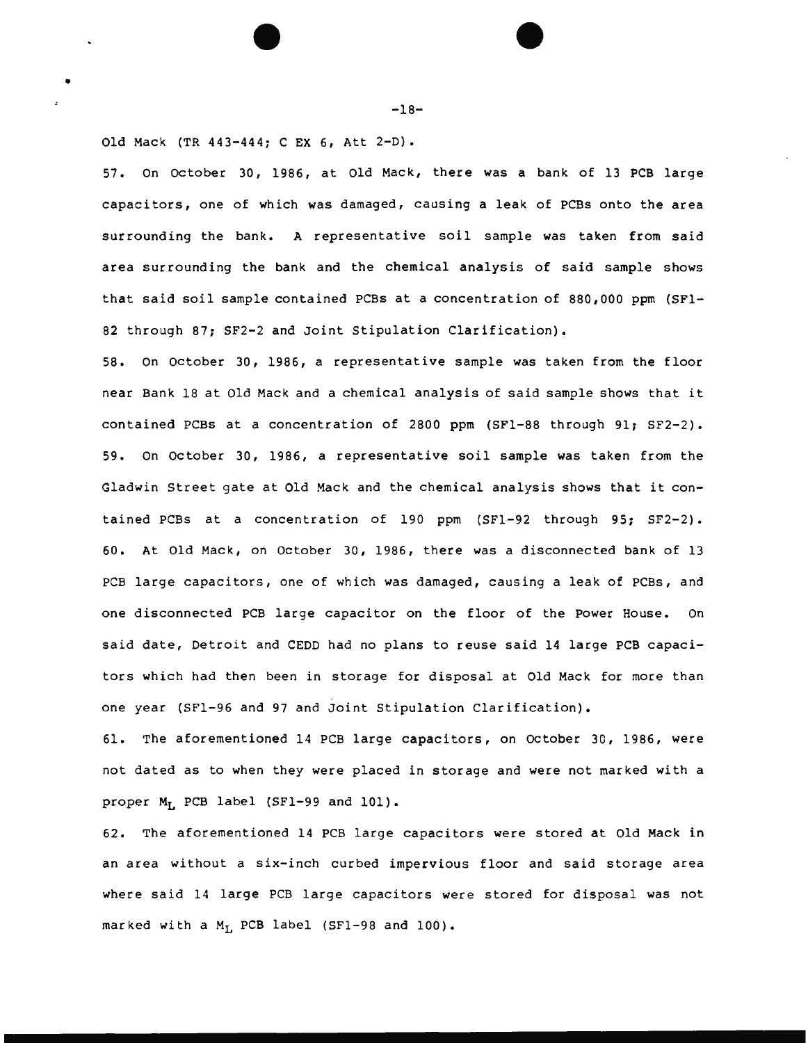Old Mack (TR 443-444; C EX 6, Att 2-D).

57. On October 30, 1986, at Old Mack, there was a bank of 13 PCB large capacitors, one of which was damaged, causing a leak of PCBs onto the area surrounding the bank. A representative soil sample was taken from said area surrounding the bank and the chemical analysis of said sample shows that said soil sample contained PCBs at a concentration of 880,000 ppm (SF1-82 through 87; SF2-2 and Joint Stipulation Clarification).

58. On October 30, 1986, a representative sample was taken from the floor near Bank 18 at Old Mack and a chemical analysis of said sample shows that it contained PCBs at a concentration of 2800 ppm (SF1-88 through 91; SF2-2).

59. On October 30, 1986, a representative soil sample was taken from the Gladwin Street gate at Old Mack and the chemical analysis shows that it contained PCBs at a concentration of 190 ppm (SF1-92 through 95; SF2-2).

60. At Old Mack, on October 30, 1986, there was a disconnected bank of 13 PCB large capacitors, one of which was damaged, causing a leak of PCBs, and one disconnected PCB large capacitor on the floor of the Power House. On said date, Detroit and CEDD had no plans to reuse said 14 large PCB capacitors which had then been in storage for disposal at Old Mack for more than one year (SF1-96 and 97 and Joint Stipulation Clarification).

61. The aforementioned 14 PCB large capacitors, on October 30, 1986, were not dated as to when they were placed in storage and were not marked with a proper $M_L$ PCB label (SF1-99 and 101).

62. The aforementioned 14 PCB large capacitors were stored at Old Mack in an area without a six-inch curbed impervious floor and said storage area where said 14 large PCB large capacitors were stored for disposal was not marked with a $M_L$ PCB label (SF1-98 and 100).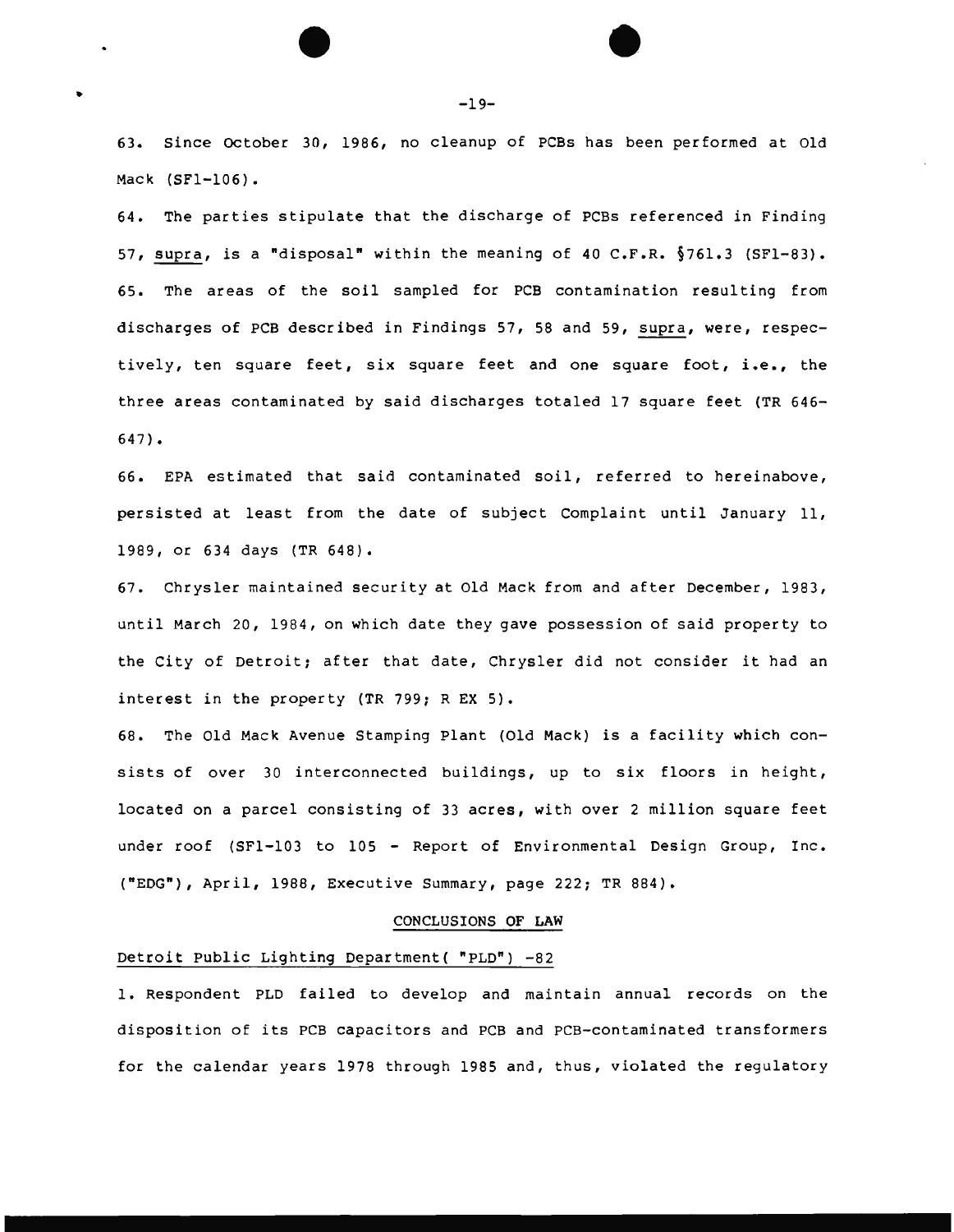63. Since October 30, 1986, no cleanup of PCBs has been performed at Old Mack (SF1-106).

64. The parties stipulate that the discharge of PCBs referenced in Finding 57, supra, is a "disposal" within the meaning of 40 C.F.R. §761.3 (SF1-83).

65. The areas of the soil sampled for PCB contamination resulting from discharges of PCB described in Findings 57, 58 and 59, supra, were, respectively, ten square feet, six square feet and one square foot, i.e., the three areas contaminated by said discharges totaled 17 square feet (TR 646-647).

66. EPA estimated that said contaminated soil, referred to hereinabove, persisted at least from the date of subject Complaint until January 11, 1989, or 634 days (TR 648).

67. Chrysler maintained security at Old Mack from and after December, 1983, until March 20, 1984, on which date they gave possession of said property to the City of Detroit; after that date, Chrysler did not consider it had an interest in the property (TR 799; R EX 5).

68. The Old Mack Avenue Stamping Plant (Old Mack) is a facility which consists of over 30 interconnected buildings, up to six floors in height, located on a parcel consisting of 33 acres, with over 2 million square feet under roof (SF1-103 to 105 - Report of Environmental Design Group, Inc. ("EDG"), April, 1988, Executive Summary, page 222; TR 884).

## CONCLUSIONS OF LAW

### Detroit Public Lighting Department( "PLD") -82

1. Respondent PLD failed to develop and maintain annual records on the disposition of its PCB capacitors and PCB and PCB-contaminated transformers for the calendar years 1978 through 1985 and, thus, violated the regulatory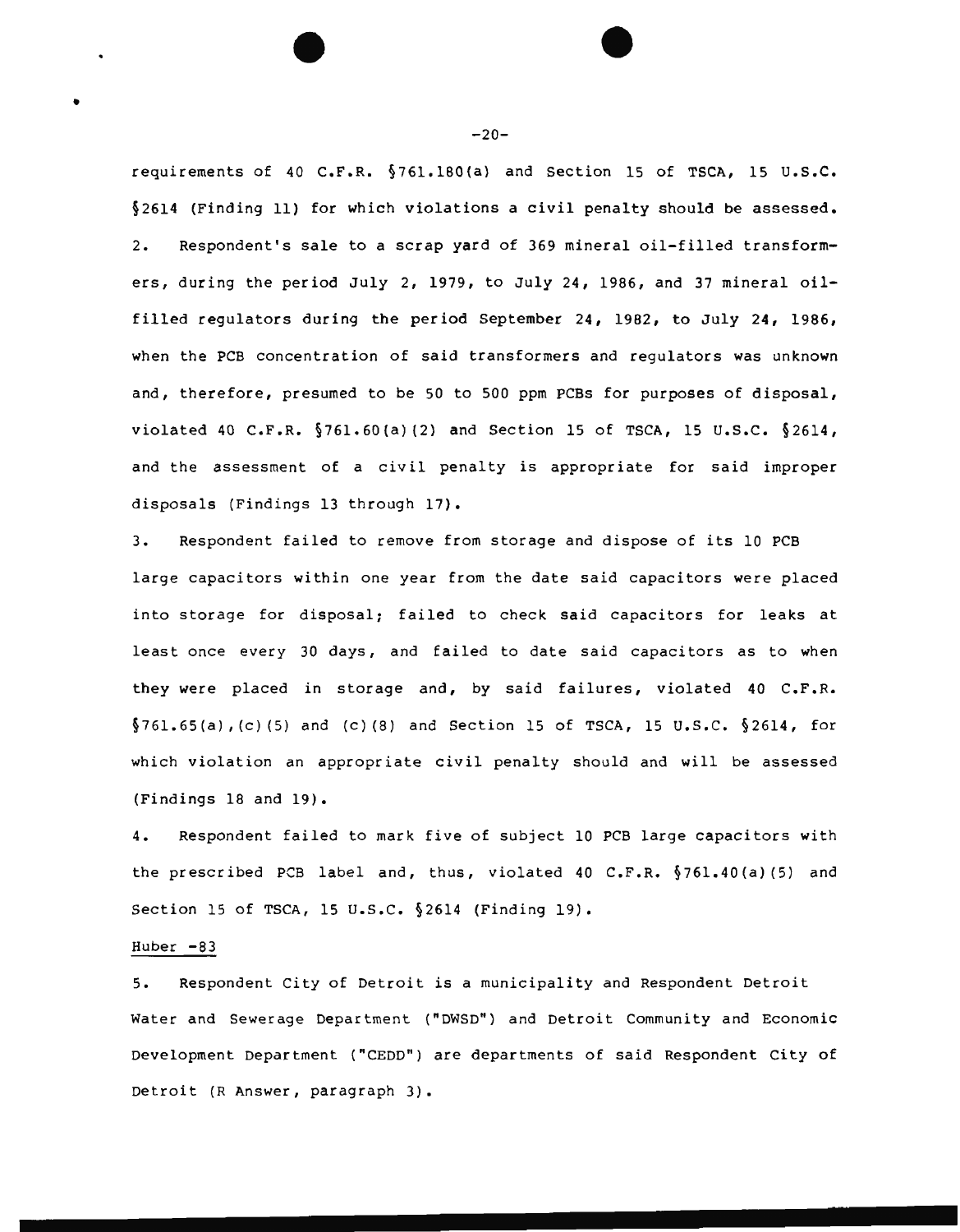requirements of 40 C.F.R. §761.180(a) and Section 15 of TSCA, 15 U.S.C. §2614 (Finding 11) for which violations a civil penalty should be assessed.

2. Respondent's sale to a scrap yard of 369 mineral oil-filled transformers, during the period July 2, 1979, to July 24, 1986, and 37 mineral oil-filled regulators during the period September 24, 1982, to July 24, 1986, when the PCB concentration of said transformers and regulators was unknown and, therefore, presumed to be 50 to 500 ppm PCBs for purposes of disposal, violated 40 C.F.R. §761.60(a)(2) and Section 15 of TSCA, 15 U.S.C. §2614, and the assessment of a civil penalty is appropriate for said improper disposals (Findings 13 through 17).

3. Respondent failed to remove from storage and dispose of its 10 PCB large capacitors within one year from the date said capacitors were placed into storage for disposal; failed to check said capacitors for leaks at least once every 30 days, and failed to date said capacitors as to when they were placed in storage and, by said failures, violated 40 C.F.R. §761.65(a),(c)(5) and (c)(8) and Section 15 of TSCA, 15 U.S.C. §2614, for which violation an appropriate civil penalty should and will be assessed (Findings 18 and 19).

4. Respondent failed to mark five of subject 10 PCB large capacitors with the prescribed PCB label and, thus, violated 40 C.F.R. §761.40(a)(5) and Section 15 of TSCA, 15 U.S.C. §2614 (Finding 19).

Huber -83

5. Respondent City of Detroit is a municipality and Respondent Detroit Water and Sewerage Department ("DWSD") and Detroit Community and Economic Development Department ("CEDD") are departments of said Respondent City of Detroit (R Answer, paragraph 3).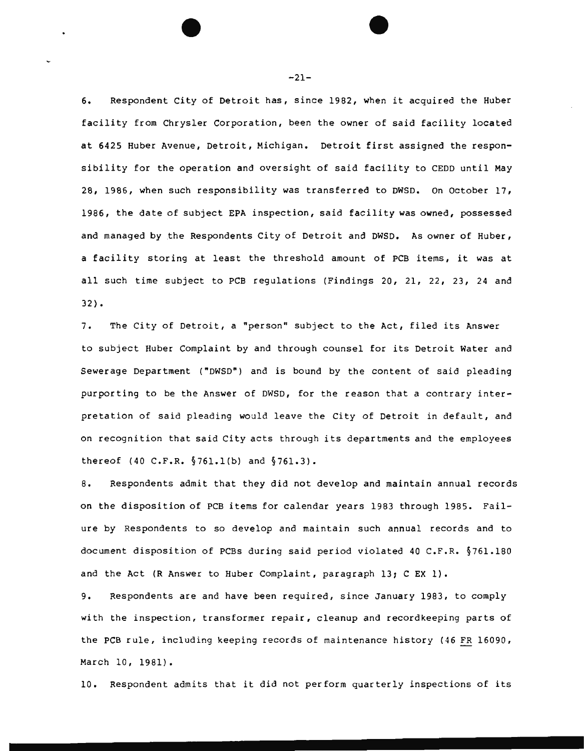6. Respondent City of Detroit has, since 1982, when it acquired the Huber facility from Chrysler Corporation, been the owner of said facility located at 6425 Huber Avenue, Detroit, Michigan. Detroit first assigned the responsibility for the operation and oversight of said facility to CEDD until May 28, 1986, when such responsibility was transferred to DWSD. On October 17, 1986, the date of subject EPA inspection, said facility was owned, possessed and managed by the Respondents City of Detroit and DWSD. As owner of Huber, a facility storing at least the threshold amount of PCB items, it was at all such time subject to PCB regulations (Findings 20, 21, 22, 23, 24 and 32).

7. The City of Detroit, a "person" subject to the Act, filed its Answer to subject Huber Complaint by and through counsel for its Detroit Water and Sewerage Department ("DWSD") and is bound by the content of said pleading purporting to be the Answer of DWSD, for the reason that a contrary interpretation of said pleading would leave the City of Detroit in default, and on recognition that said City acts through its departments and the employees thereof (40 C.F.R. §761.1(b) and §761.3).

8. Respondents admit that they did not develop and maintain annual records on the disposition of PCB items for calendar years 1983 through 1985. Failure by Respondents to so develop and maintain such annual records and to document disposition of PCBs during said period violated 40 C.F.R. §761.180 and the Act (R Answer to Huber Complaint, paragraph 13; C EX 1).

9. Respondents are and have been required, since January 1983, to comply with the inspection, transformer repair, cleanup and recordkeeping parts of the PCB rule, including keeping records of maintenance history (46 FR 16090, March 10, 1981).

10. Respondent admits that it did not perform quarterly inspections of its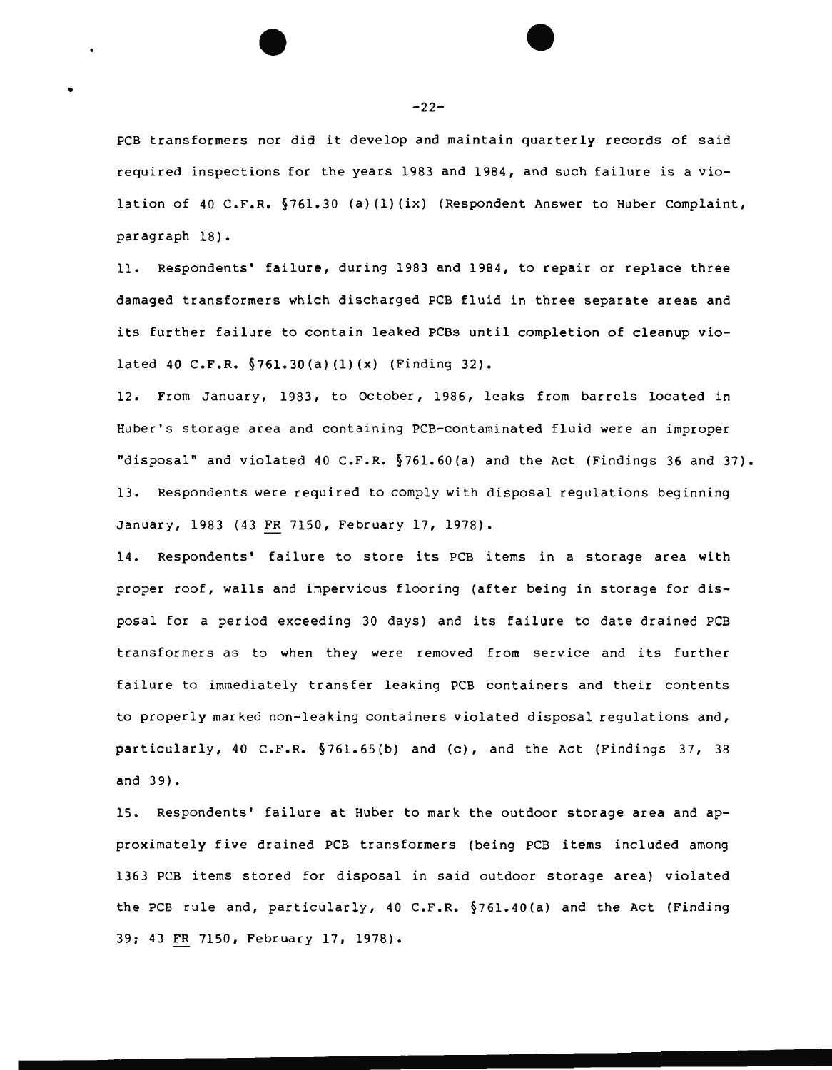PCB transformers nor did it develop and maintain quarterly records of said required inspections for the years 1983 and 1984, and such failure is a violation of 40 C.F.R. §761.30 (a)(1)(ix) (Respondent Answer to Huber Complaint, paragraph 18).

11. Respondents' failure, during 1983 and 1984, to repair or replace three damaged transformers which discharged PCB fluid in three separate areas and its further failure to contain leaked PCBs until completion of cleanup violated 40 C.F.R. §761.30(a)(1)(x) (Finding 32).

12. From January, 1983, to October, 1986, leaks from barrels located in Huber's storage area and containing PCB-contaminated fluid were an improper "disposal" and violated 40 C.F.R. §761.60(a) and the Act (Findings 36 and 37).

13. Respondents were required to comply with disposal regulations beginning January, 1983 (43 FR 7150, February 17, 1978).

14. Respondents' failure to store its PCB items in a storage area with proper roof, walls and impervious flooring (after being in storage for disposal for a period exceeding 30 days) and its failure to date drained PCB transformers as to when they were removed from service and its further failure to immediately transfer leaking PCB containers and their contents to properly marked non-leaking containers violated disposal regulations and, particularly, 40 C.F.R. §761.65(b) and (c), and the Act (Findings 37, 38 and 39).

15. Respondents' failure at Huber to mark the outdoor storage area and approximately five drained PCB transformers (being PCB items included among 1363 PCB items stored for disposal in said outdoor storage area) violated the PCB rule and, particularly, 40 C.F.R. §761.40(a) and the Act (Finding 39; 43 FR 7150, February 17, 1978).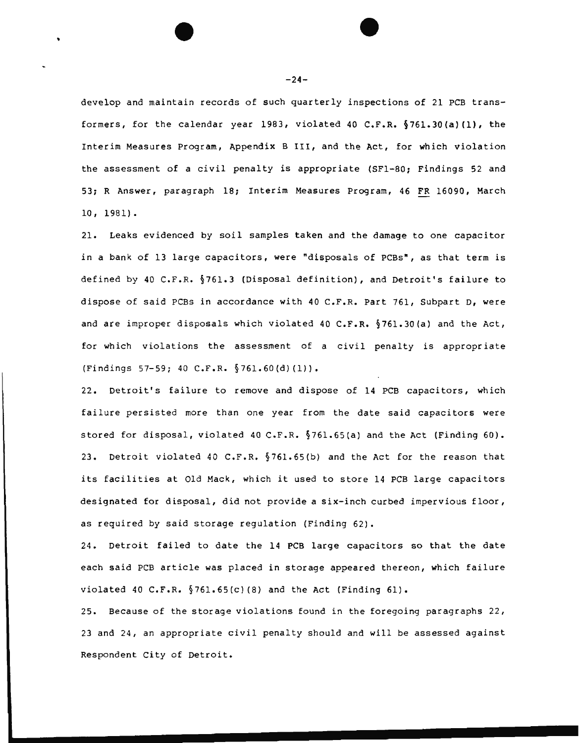develop and maintain records of such quarterly inspections of 21 PCB transformers, for the calendar year 1983, violated 40 C.F.R. §761.30(a)(1), the Interim Measures Program, Appendix B III, and the Act, for which violation the assessment of a civil penalty is appropriate (SF1-80; Findings 52 and 53; R Answer, paragraph 18; Interim Measures Program, 46 FR 16090, March 10, 1981).

21. Leaks evidenced by soil samples taken and the damage to one capacitor in a bank of 13 large capacitors, were "disposals of PCBs", as that term is defined by 40 C.F.R. §761.3 (Disposal definition), and Detroit's failure to dispose of said PCBs in accordance with 40 C.F.R. Part 761, Subpart D, were and are improper disposals which violated 40 C.F.R. §761.30(a) and the Act, for which violations the assessment of a civil penalty is appropriate (Findings 57-59; 40 C.F.R. §761.60(d)(1)).

22. Detroit's failure to remove and dispose of 14 PCB capacitors, which failure persisted more than one year from the date said capacitors were stored for disposal, violated 40 C.F.R. §761.65(a) and the Act (Finding 60).

23. Detroit violated 40 C.F.R. §761.65(b) and the Act for the reason that its facilities at Old Mack, which it used to store 14 PCB large capacitors designated for disposal, did not provide a six-inch curbed impervious floor, as required by said storage regulation (Finding 62).

24. Detroit failed to date the 14 PCB large capacitors so that the date each said PCB article was placed in storage appeared thereon, which failure violated 40 C.F.R. §761.65(c)(8) and the Act (Finding 61).

25. Because of the storage violations found in the foregoing paragraphs 22, 23 and 24, an appropriate civil penalty should and will be assessed against Respondent City of Detroit.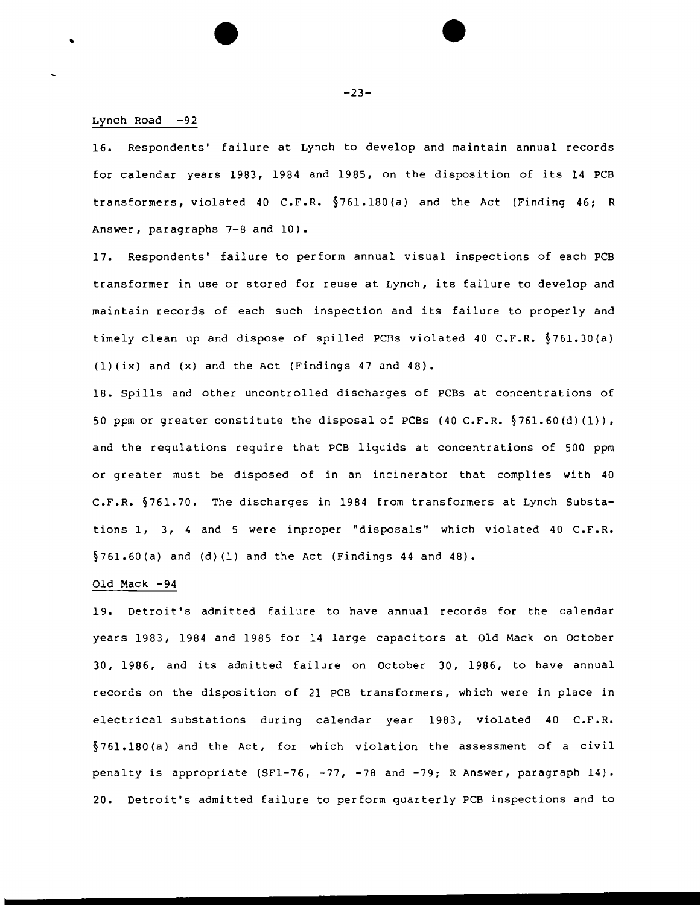Lynch Road -92

16. Respondents' failure at Lynch to develop and maintain annual records for calendar years 1983, 1984 and 1985, on the disposition of its 14 PCB transformers, violated 40 C.F.R. §761.180(a) and the Act (Finding 46; R Answer, paragraphs 7-8 and 10).

17. Respondents' failure to perform annual visual inspections of each PCB transformer in use or stored for reuse at Lynch, its failure to develop and maintain records of each such inspection and its failure to properly and timely clean up and dispose of spilled PCBs violated 40 C.F.R. §761.30(a)(1)(ix) and (x) and the Act (Findings 47 and 48).

18. Spills and other uncontrolled discharges of PCBs at concentrations of 50 ppm or greater constitute the disposal of PCBs (40 C.F.R. §761.60(d)(1)), and the regulations require that PCB liquids at concentrations of 500 ppm or greater must be disposed of in an incinerator that complies with 40 C.F.R. §761.70. The discharges in 1984 from transformers at Lynch Substations 1, 3, 4 and 5 were improper "disposals" which violated 40 C.F.R. §761.60(a) and (d)(1) and the Act (Findings 44 and 48).

Old Mack -94

19. Detroit's admitted failure to have annual records for the calendar years 1983, 1984 and 1985 for 14 large capacitors at Old Mack on October 30, 1986, and its admitted failure on October 30, 1986, to have annual records on the disposition of 21 PCB transformers, which were in place in electrical substations during calendar year 1983, violated 40 C.F.R. §761.180(a) and the Act, for which violation the assessment of a civil penalty is appropriate (SF1-76, -77, -78 and -79; R Answer, paragraph 14).

20. Detroit's admitted failure to perform quarterly PCB inspections and to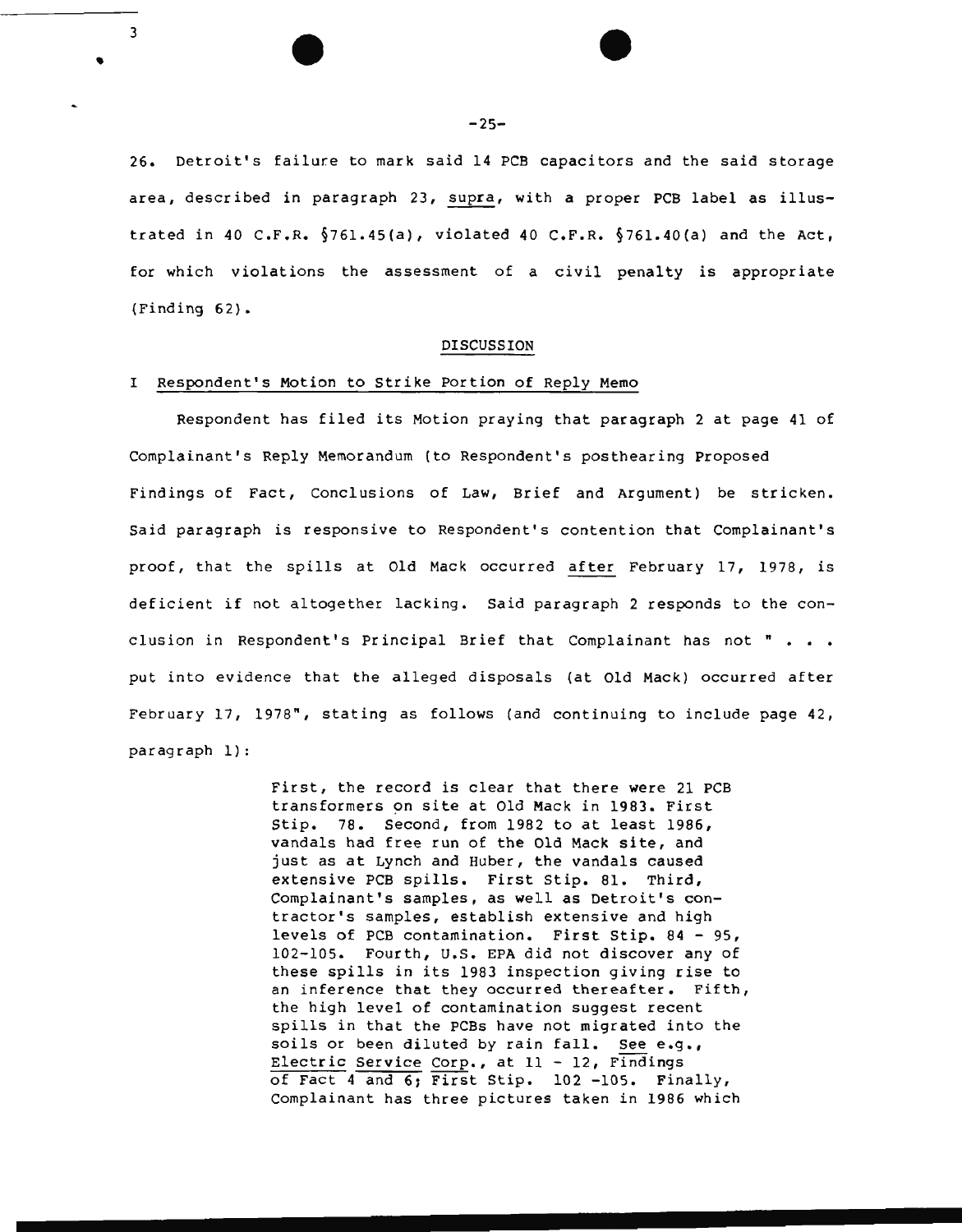26. Detroit's failure to mark said 14 PCB capacitors and the said storage area, described in paragraph 23, supra, with a proper PCB label as illustrated in 40 C.F.R. §761.45(a), violated 40 C.F.R. §761.40(a) and the Act, for which violations the assessment of a civil penalty is appropriate (Finding 62).

## DISCUSSION

### I Respondent's Motion to Strike Portion of Reply Memo

Respondent has filed its Motion praying that paragraph 2 at page 41 of Complainant's Reply Memorandum (to Respondent's posthearing Proposed Findings of Fact, Conclusions of Law, Brief and Argument) be stricken. Said paragraph is responsive to Respondent's contention that Complainant's proof, that the spills at Old Mack occurred after February 17, 1978, is deficient if not altogether lacking. Said paragraph 2 responds to the conclusion in Respondent's Principal Brief that Complainant has not " . . . put into evidence that the alleged disposals (at Old Mack) occurred after February 17, 1978", stating as follows (and continuing to include page 42, paragraph 1):

> First, the record is clear that there were 21 PCB transformers on site at Old Mack in 1983. First Stip. 78. Second, from 1982 to at least 1986, vandals had free run of the Old Mack site, and just as at Lynch and Huber, the vandals caused extensive PCB spills. First Stip. 81. Third, Complainant's samples, as well as Detroit's contractor's samples, establish extensive and high levels of PCB contamination. First Stip. 84 - 95, 102-105. Fourth, U.S. EPA did not discover any of these spills in its 1983 inspection giving rise to an inference that they occurred thereafter. Fifth, the high level of contamination suggest recent spills in that the PCBs have not migrated into the soils or been diluted by rain fall. See e.g., Electric Service Corp., at 11 - 12, Findings of Fact 4 and 6; First Stip. 102 -105. Finally, Complainant has three pictures taken in 1986 which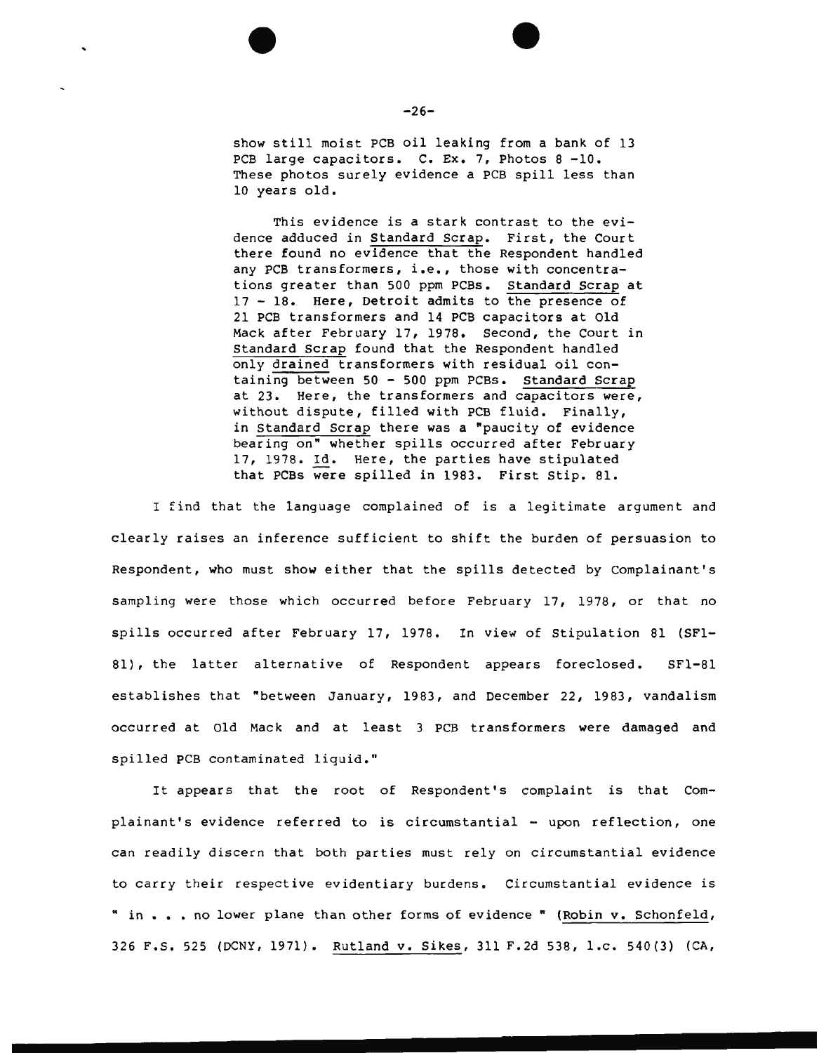> show still moist PCB oil leaking from a bank of 13 PCB large capacitors. C. Ex. 7, Photos 8 -10. These photos surely evidence a PCB spill less than 10 years old.
>
> This evidence is a stark contrast to the evidence adduced in Standard Scrap. First, the Court there found no evidence that the Respondent handled any PCB transformers, i.e., those with concentrations greater than 500 ppm PCBs. Standard Scrap at 17 - 18. Here, Detroit admits to the presence of 21 PCB transformers and 14 PCB capacitors at Old Mack after February 17, 1978. Second, the Court in Standard Scrap found that the Respondent handled only drained transformers with residual oil containing between 50 - 500 ppm PCBs. Standard Scrap at 23. Here, the transformers and capacitors were, without dispute, filled with PCB fluid. Finally, in Standard Scrap there was a "paucity of evidence bearing on" whether spills occurred after February 17, 1978. Id. Here, the parties have stipulated that PCBs were spilled in 1983. First Stip. 81.

I find that the language complained of is a legitimate argument and clearly raises an inference sufficient to shift the burden of persuasion to Respondent, who must show either that the spills detected by Complainant's sampling were those which occurred before February 17, 1978, or that no spills occurred after February 17, 1978. In view of Stipulation 81 (SF1-81), the latter alternative of Respondent appears foreclosed. SF1-81 establishes that "between January, 1983, and December 22, 1983, vandalism occurred at Old Mack and at least 3 PCB transformers were damaged and spilled PCB contaminated liquid."

It appears that the root of Respondent's complaint is that Complainant's evidence referred to is circumstantial - upon reflection, one can readily discern that both parties must rely on circumstantial evidence to carry their respective evidentiary burdens. Circumstantial evidence is " in . . . no lower plane than other forms of evidence " (Robin v. Schonfeld, 326 F.S. 525 (DCNY, 1971). Rutland v. Sikes, 311 F.2d 538, l.c. 540(3) (CA,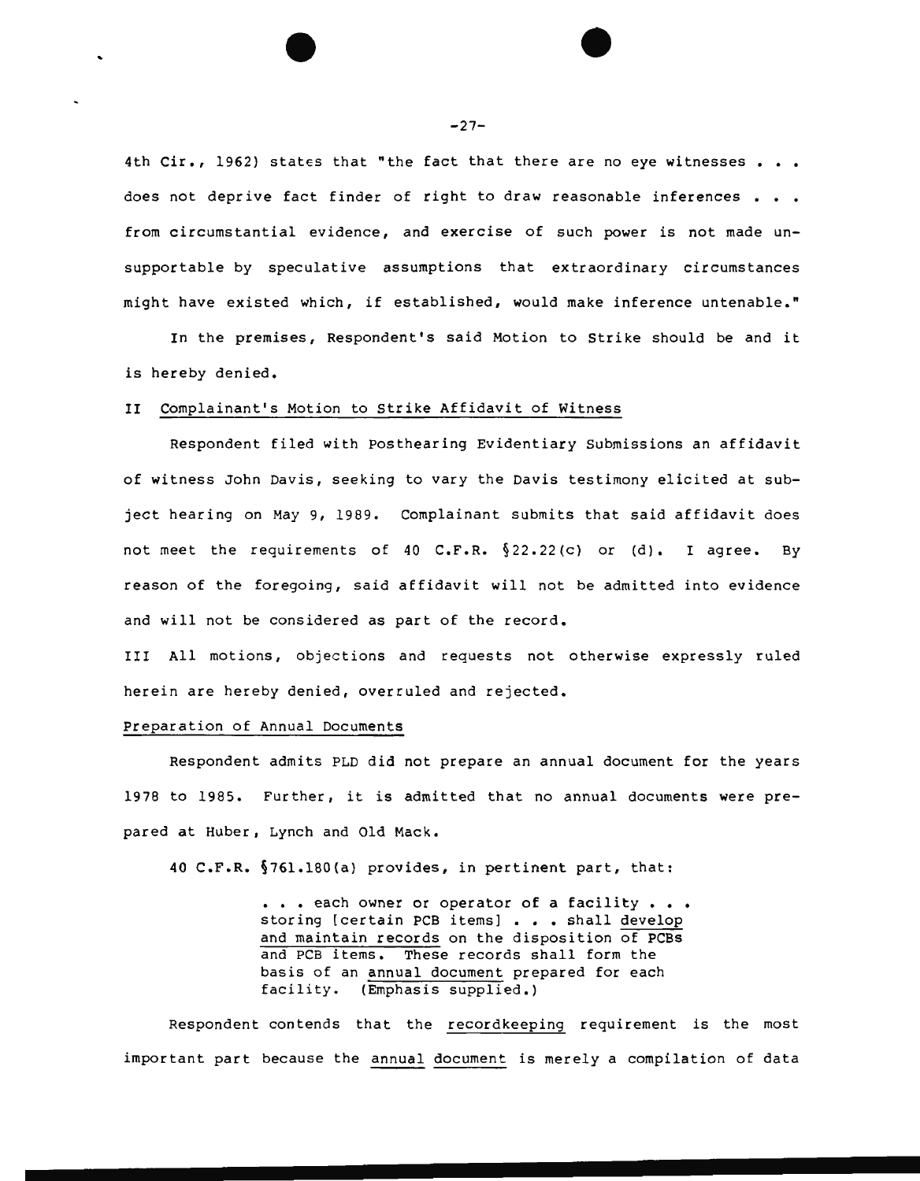4th Cir., 1962) states that "the fact that there are no eye witnesses . . . does not deprive fact finder of right to draw reasonable inferences . . . from circumstantial evidence, and exercise of such power is not made unsupportable by speculative assumptions that extraordinary circumstances might have existed which, if established, would make inference untenable."

In the premises, Respondent's said Motion to Strike should be and it is hereby denied.

II <u>Complainant's Motion to Strike Affidavit of Witness</u>

Respondent filed with Posthearing Evidentiary Submissions an affidavit of witness John Davis, seeking to vary the Davis testimony elicited at subject hearing on May 9, 1989. Complainant submits that said affidavit does not meet the requirements of 40 C.F.R. §22.22(c) or (d). I agree. By reason of the foregoing, said affidavit will not be admitted into evidence and will not be considered as part of the record.

III All motions, objections and requests not otherwise expressly ruled herein are hereby denied, overruled and rejected.

<u>Preparation of Annual Documents</u>

Respondent admits PLD did not prepare an annual document for the years 1978 to 1985. Further, it is admitted that no annual documents were prepared at Huber, Lynch and Old Mack.

40 C.F.R. §761.180(a) provides, in pertinent part, that:

> . . . each owner or operator of a facility . . . storing [certain PCB items] . . . shall <u>develop and maintain records</u> on the disposition of PCBs and PCB items. These records shall form the basis of an <u>annual document</u> prepared for each facility. (Emphasis supplied.)

Respondent contends that the <u>recordkeeping</u> requirement is the most important part because the <u>annual document</u> is merely a compilation of data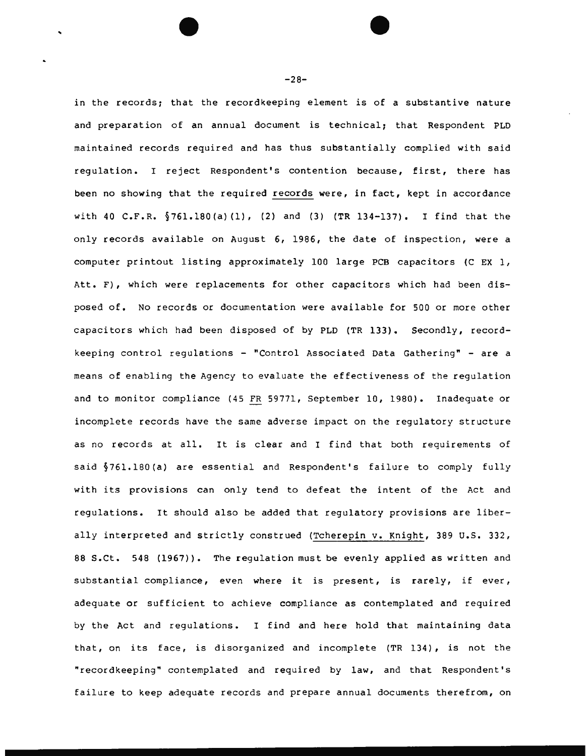in the records; that the recordkeeping element is of a substantive nature and preparation of an annual document is technical; that Respondent PLD maintained records required and has thus substantially complied with said regulation. I reject Respondent's contention because, first, there has been no showing that the required records were, in fact, kept in accordance with 40 C.F.R. §761.180(a)(1), (2) and (3) (TR 134-137). I find that the only records available on August 6, 1986, the date of inspection, were a computer printout listing approximately 100 large PCB capacitors (C EX 1, Att. F), which were replacements for other capacitors which had been disposed of. No records or documentation were available for 500 or more other capacitors which had been disposed of by PLD (TR 133). Secondly, recordkeeping control regulations - "Control Associated Data Gathering" - are a means of enabling the Agency to evaluate the effectiveness of the regulation and to monitor compliance (45 FR 59771, September 10, 1980). Inadequate or incomplete records have the same adverse impact on the regulatory structure as no records at all. It is clear and I find that both requirements of said §761.180(a) are essential and Respondent's failure to comply fully with its provisions can only tend to defeat the intent of the Act and regulations. It should also be added that regulatory provisions are liberally interpreted and strictly construed (Tcherepin v. Knight, 389 U.S. 332, 88 S.Ct. 548 (1967)). The regulation must be evenly applied as written and substantial compliance, even where it is present, is rarely, if ever, adequate or sufficient to achieve compliance as contemplated and required by the Act and regulations. I find and here hold that maintaining data that, on its face, is disorganized and incomplete (TR 134), is not the "recordkeeping" contemplated and required by law, and that Respondent's failure to keep adequate records and prepare annual documents therefrom, on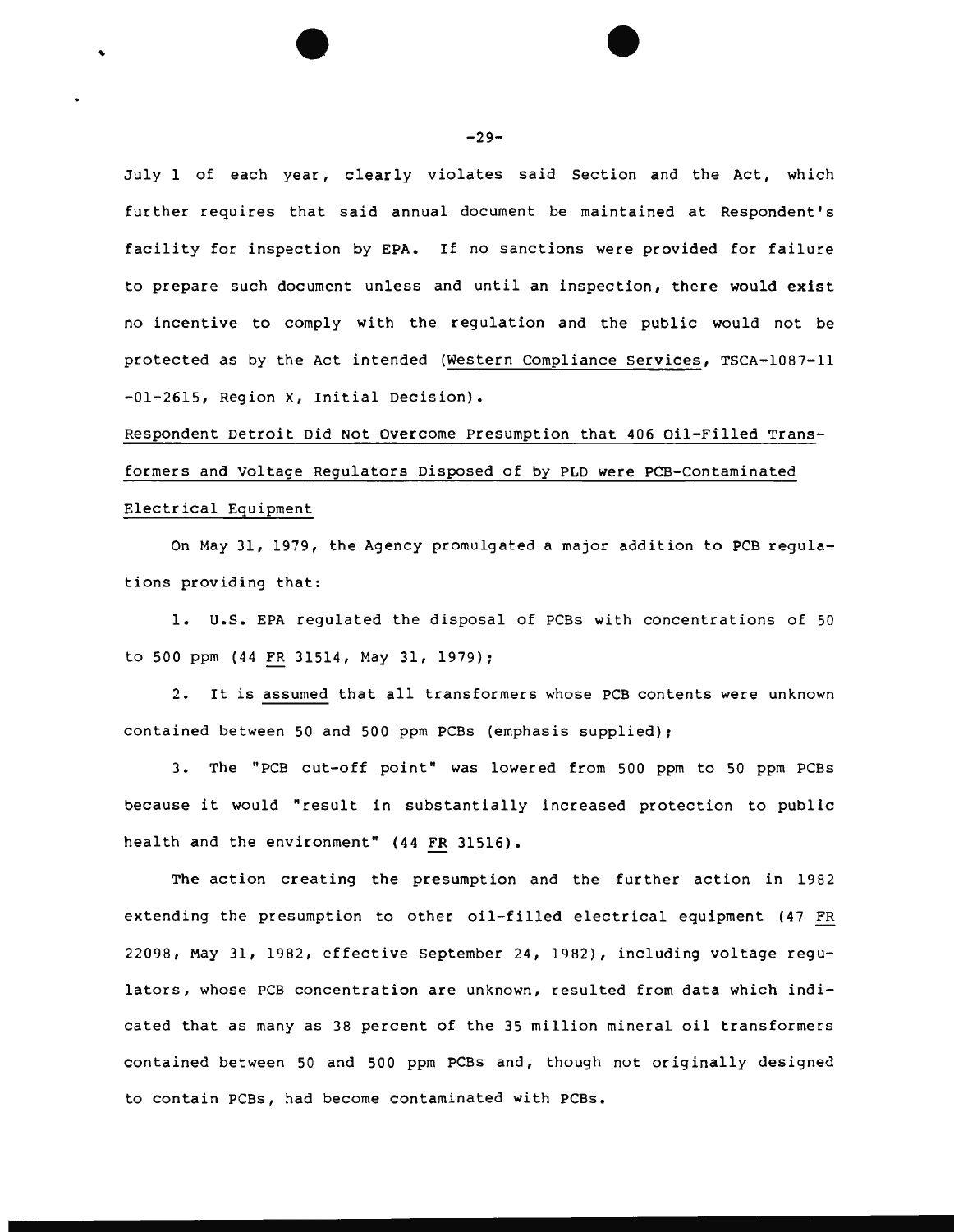July 1 of each year, clearly violates said Section and the Act, which further requires that said annual document be maintained at Respondent's facility for inspection by EPA. If no sanctions were provided for failure to prepare such document unless and until an inspection, there would exist no incentive to comply with the regulation and the public would not be protected as by the Act intended (Western Compliance Services, TSCA-1087-11 -01-2615, Region X, Initial Decision).

Respondent Detroit Did Not Overcome Presumption that 406 Oil-Filled Transformers and Voltage Regulators Disposed of by PLD were PCB-Contaminated Electrical Equipment

On May 31, 1979, the Agency promulgated a major addition to PCB regulations providing that:

1. U.S. EPA regulated the disposal of PCBs with concentrations of 50 to 500 ppm (44 FR 31514, May 31, 1979);

2. It is assumed that all transformers whose PCB contents were unknown contained between 50 and 500 ppm PCBs (emphasis supplied);

3. The "PCB cut-off point" was lowered from 500 ppm to 50 ppm PCBs because it would "result in substantially increased protection to public health and the environment" (44 FR 31516).

The action creating the presumption and the further action in 1982 extending the presumption to other oil-filled electrical equipment (47 FR 22098, May 31, 1982, effective September 24, 1982), including voltage regulators, whose PCB concentration are unknown, resulted from data which indicated that as many as 38 percent of the 35 million mineral oil transformers contained between 50 and 500 ppm PCBs and, though not originally designed to contain PCBs, had become contaminated with PCBs.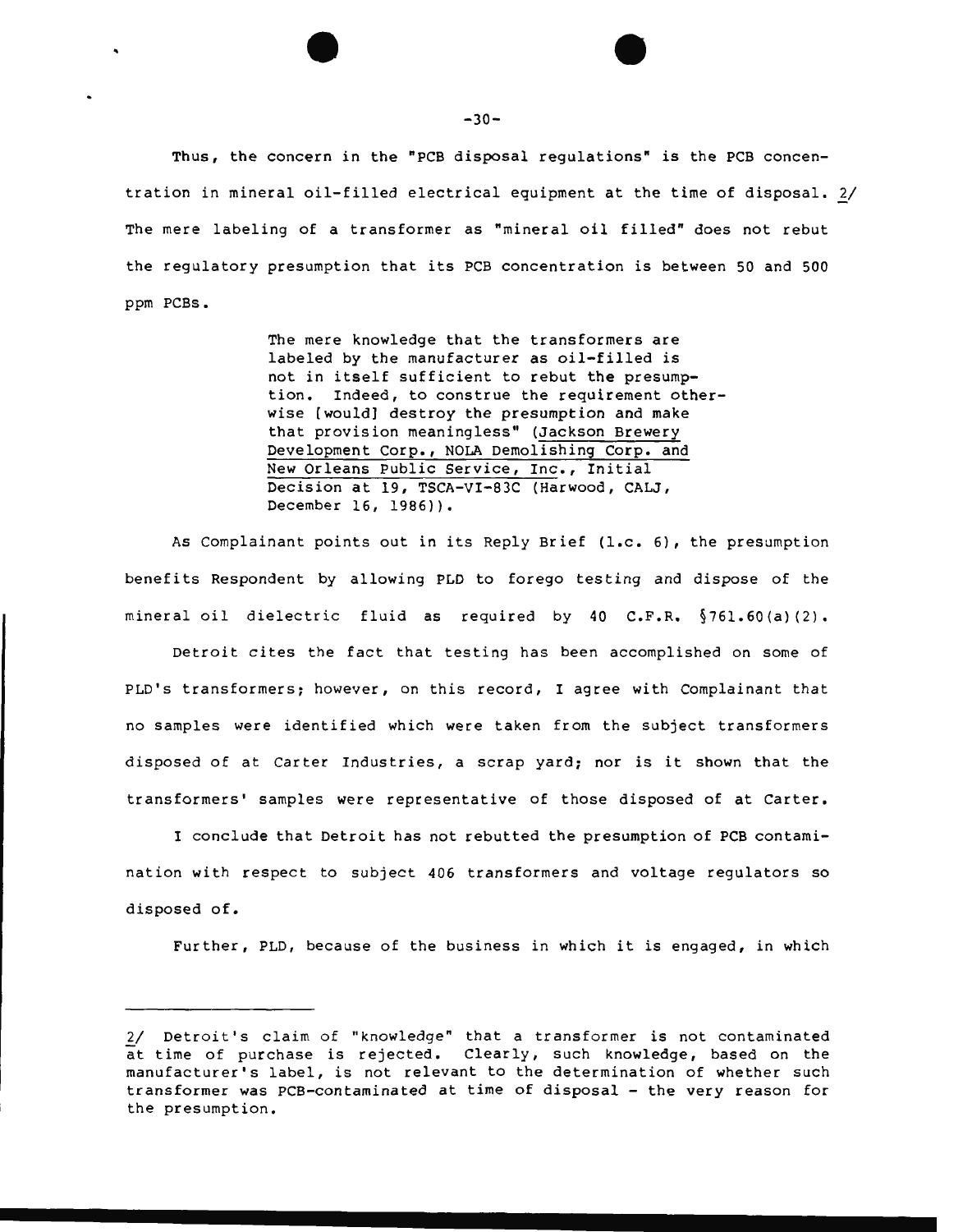Thus, the concern in the "PCB disposal regulations" is the PCB concentration in mineral oil-filled electrical equipment at the time of disposal. 2/ The mere labeling of a transformer as "mineral oil filled" does not rebut the regulatory presumption that its PCB concentration is between 50 and 500 ppm PCBs.

> The mere knowledge that the transformers are labeled by the manufacturer as oil-filled is not in itself sufficient to rebut the presumption. Indeed, to construe the requirement otherwise [would] destroy the presumption and make that provision meaningless" (Jackson Brewery Development Corp., NOLA Demolishing Corp. and New Orleans Public Service, Inc., Initial Decision at 19, TSCA-VI-83C (Harwood, CALJ, December 16, 1986)).

As Complainant points out in its Reply Brief (l.c. 6), the presumption benefits Respondent by allowing PLD to forego testing and dispose of the mineral oil dielectric fluid as required by 40 C.F.R. §761.60(a)(2).

Detroit cites the fact that testing has been accomplished on some of PLD's transformers; however, on this record, I agree with Complainant that no samples were identified which were taken from the subject transformers disposed of at Carter Industries, a scrap yard; nor is it shown that the transformers' samples were representative of those disposed of at Carter.

I conclude that Detroit has not rebutted the presumption of PCB contamination with respect to subject 406 transformers and voltage regulators so disposed of.

Further, PLD, because of the business in which it is engaged, in which

---

2/ Detroit's claim of "knowledge" that a transformer is not contaminated at time of purchase is rejected. Clearly, such knowledge, based on the manufacturer's label, is not relevant to the determination of whether such transformer was PCB-contaminated at time of disposal - the very reason for the presumption.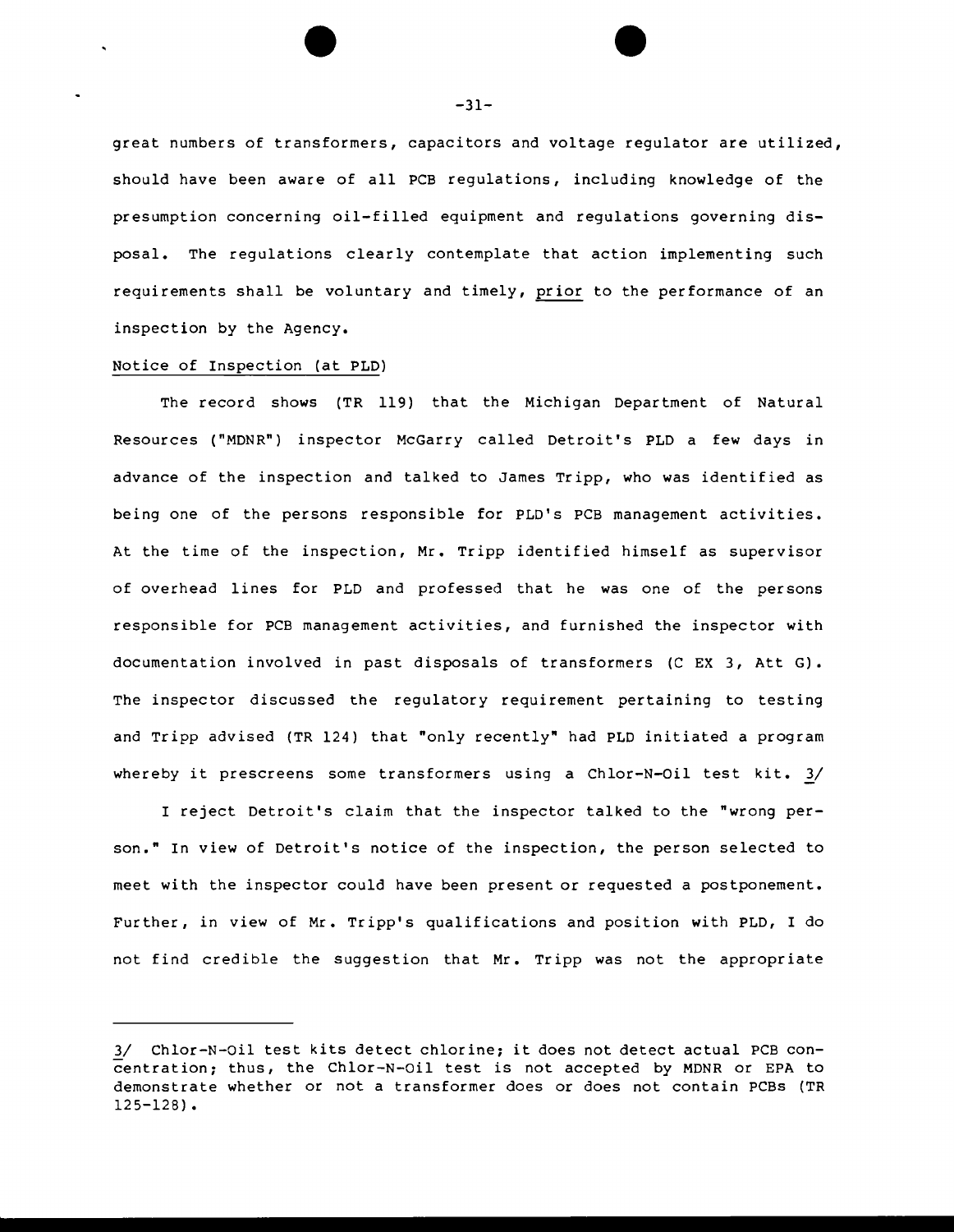great numbers of transformers, capacitors and voltage regulator are utilized, should have been aware of all PCB regulations, including knowledge of the presumption concerning oil-filled equipment and regulations governing disposal. The regulations clearly contemplate that action implementing such requirements shall be voluntary and timely, prior to the performance of an inspection by the Agency.

Notice of Inspection (at PLD)

The record shows (TR 119) that the Michigan Department of Natural Resources ("MDNR") inspector McGarry called Detroit's PLD a few days in advance of the inspection and talked to James Tripp, who was identified as being one of the persons responsible for PLD's PCB management activities. At the time of the inspection, Mr. Tripp identified himself as supervisor of overhead lines for PLD and professed that he was one of the persons responsible for PCB management activities, and furnished the inspector with documentation involved in past disposals of transformers (C EX 3, Att G). The inspector discussed the regulatory requirement pertaining to testing and Tripp advised (TR 124) that "only recently" had PLD initiated a program whereby it prescreens some transformers using a Chlor-N-Oil test kit. 3/

I reject Detroit's claim that the inspector talked to the "wrong person." In view of Detroit's notice of the inspection, the person selected to meet with the inspector could have been present or requested a postponement. Further, in view of Mr. Tripp's qualifications and position with PLD, I do not find credible the suggestion that Mr. Tripp was not the appropriate

---

3/ Chlor-N-Oil test kits detect chlorine; it does not detect actual PCB concentration; thus, the Chlor-N-Oil test is not accepted by MDNR or EPA to demonstrate whether or not a transformer does or does not contain PCBs (TR 125-128).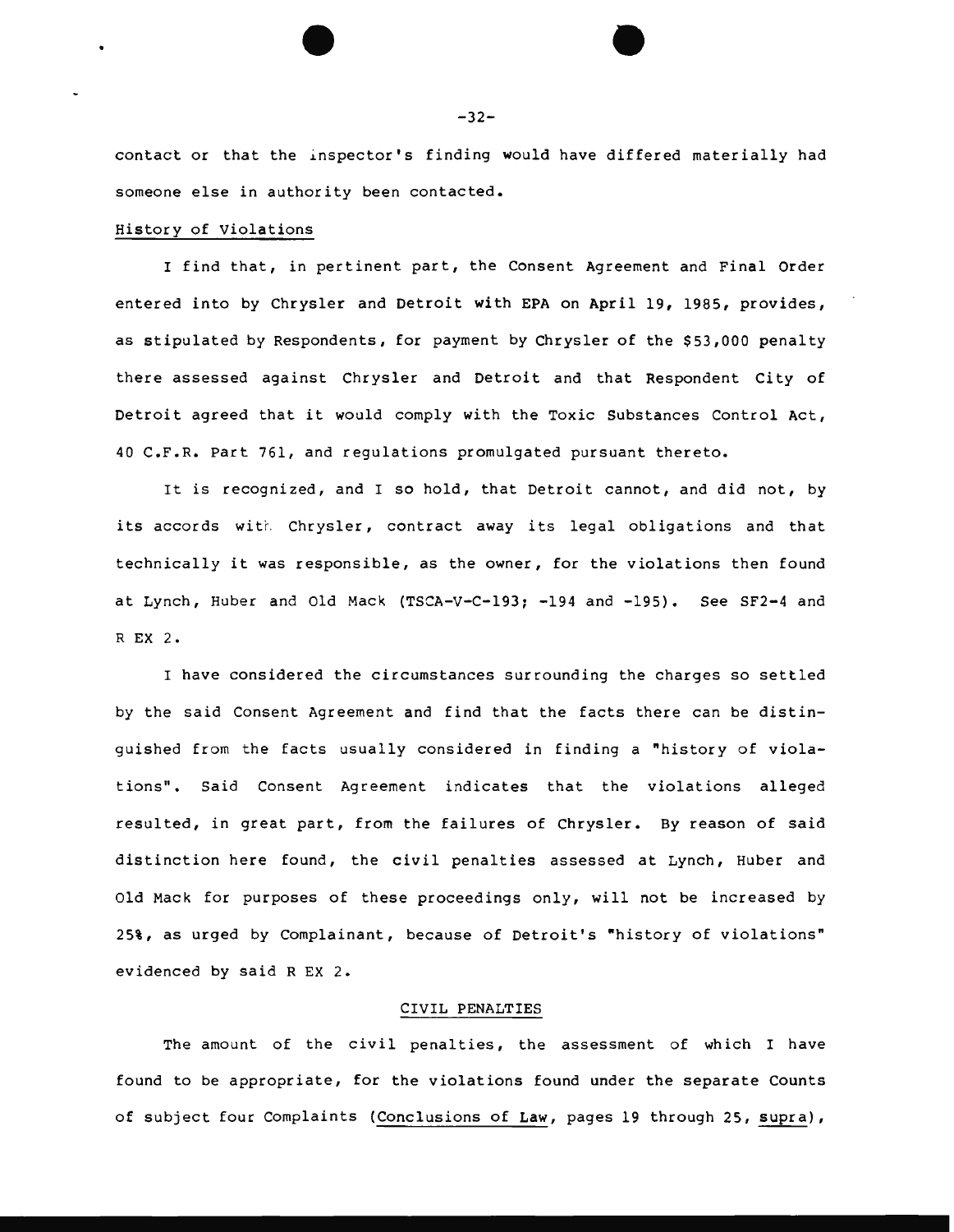contact or that the inspector's finding would have differed materially had someone else in authority been contacted.

History of Violations

I find that, in pertinent part, the Consent Agreement and Final Order entered into by Chrysler and Detroit with EPA on April 19, 1985, provides, as stipulated by Respondents, for payment by Chrysler of the $53,000 penalty there assessed against Chrysler and Detroit and that Respondent City of Detroit agreed that it would comply with the Toxic Substances Control Act, 40 C.F.R. Part 761, and regulations promulgated pursuant thereto.

It is recognized, and I so hold, that Detroit cannot, and did not, by its accords with Chrysler, contract away its legal obligations and that technically it was responsible, as the owner, for the violations then found at Lynch, Huber and Old Mack (TSCA-V-C-193; -194 and -195). See SF2-4 and R EX 2.

I have considered the circumstances surrounding the charges so settled by the said Consent Agreement and find that the facts there can be distinguished from the facts usually considered in finding a "history of violations". Said Consent Agreement indicates that the violations alleged resulted, in great part, from the failures of Chrysler. By reason of said distinction here found, the civil penalties assessed at Lynch, Huber and Old Mack for purposes of these proceedings only, will not be increased by 25%, as urged by Complainant, because of Detroit's "history of violations" evidenced by said R EX 2.

CIVIL PENALTIES

The amount of the civil penalties, the assessment of which I have found to be appropriate, for the violations found under the separate Counts of subject four Complaints (Conclusions of Law, pages 19 through 25, supra),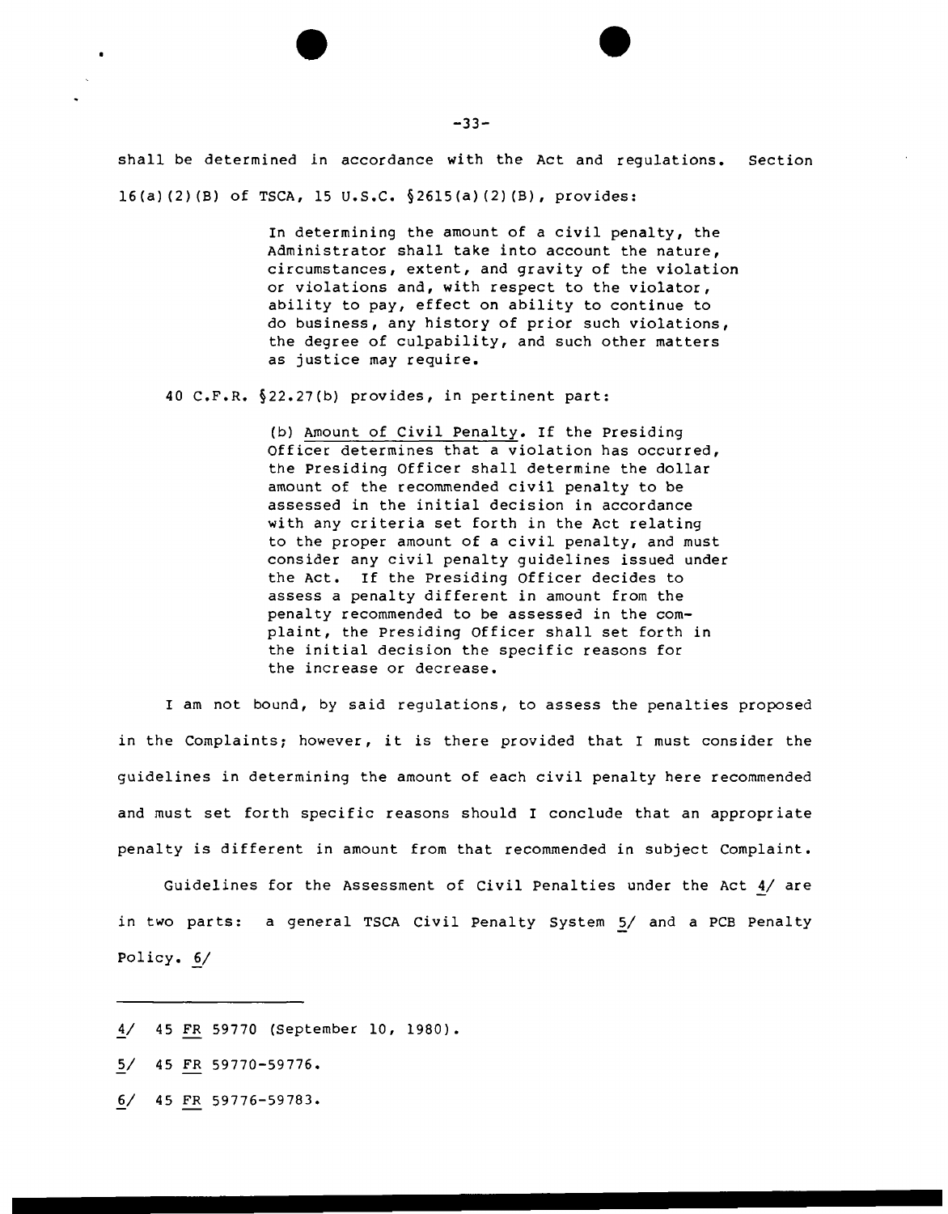shall be determined in accordance with the Act and regulations. Section 16(a)(2)(B) of TSCA, 15 U.S.C. §2615(a)(2)(B), provides:

> In determining the amount of a civil penalty, the Administrator shall take into account the nature, circumstances, extent, and gravity of the violation or violations and, with respect to the violator, ability to pay, effect on ability to continue to do business, any history of prior such violations, the degree of culpability, and such other matters as justice may require.

40 C.F.R. §22.27(b) provides, in pertinent part:

> (b) Amount of Civil Penalty. If the Presiding Officer determines that a violation has occurred, the Presiding Officer shall determine the dollar amount of the recommended civil penalty to be assessed in the initial decision in accordance with any criteria set forth in the Act relating to the proper amount of a civil penalty, and must consider any civil penalty guidelines issued under the Act. If the Presiding Officer decides to assess a penalty different in amount from the penalty recommended to be assessed in the complaint, the Presiding Officer shall set forth in the initial decision the specific reasons for the increase or decrease.

I am not bound, by said regulations, to assess the penalties proposed in the Complaints; however, it is there provided that I must consider the guidelines in determining the amount of each civil penalty here recommended and must set forth specific reasons should I conclude that an appropriate penalty is different in amount from that recommended in subject Complaint.

Guidelines for the Assessment of Civil Penalties under the Act 4/ are in two parts: a general TSCA Civil Penalty System 5/ and a PCB Penalty Policy. 6/

---

4/ 45 FR 59770 (September 10, 1980).

5/ 45 FR 59770-59776.

6/ 45 FR 59776-59783.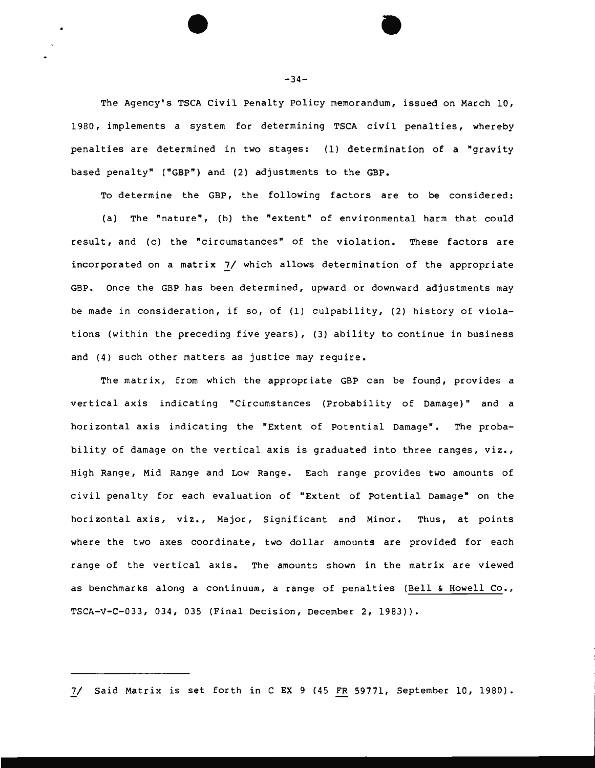The Agency's TSCA Civil Penalty Policy memorandum, issued on March 10, 1980, implements a system for determining TSCA civil penalties, whereby penalties are determined in two stages: (1) determination of a "gravity based penalty" ("GBP") and (2) adjustments to the GBP.

To determine the GBP, the following factors are to be considered: (a) The "nature", (b) the "extent" of environmental harm that could result, and (c) the "circumstances" of the violation. These factors are incorporated on a matrix 7/ which allows determination of the appropriate GBP. Once the GBP has been determined, upward or downward adjustments may be made in consideration, if so, of (1) culpability, (2) history of violations (within the preceding five years), (3) ability to continue in business and (4) such other matters as justice may require.

The matrix, from which the appropriate GBP can be found, provides a vertical axis indicating "Circumstances (Probability of Damage)" and a horizontal axis indicating the "Extent of Potential Damage". The probability of damage on the vertical axis is graduated into three ranges, viz., High Range, Mid Range and Low Range. Each range provides two amounts of civil penalty for each evaluation of "Extent of Potential Damage" on the horizontal axis, viz., Major, Significant and Minor. Thus, at points where the two axes coordinate, two dollar amounts are provided for each range of the vertical axis. The amounts shown in the matrix are viewed as benchmarks along a continuum, a range of penalties (Bell & Howell Co., TSCA-V-C-033, 034, 035 (Final Decision, December 2, 1983)).

---

7/ Said Matrix is set forth in C EX 9 (45 FR 59771, September 10, 1980).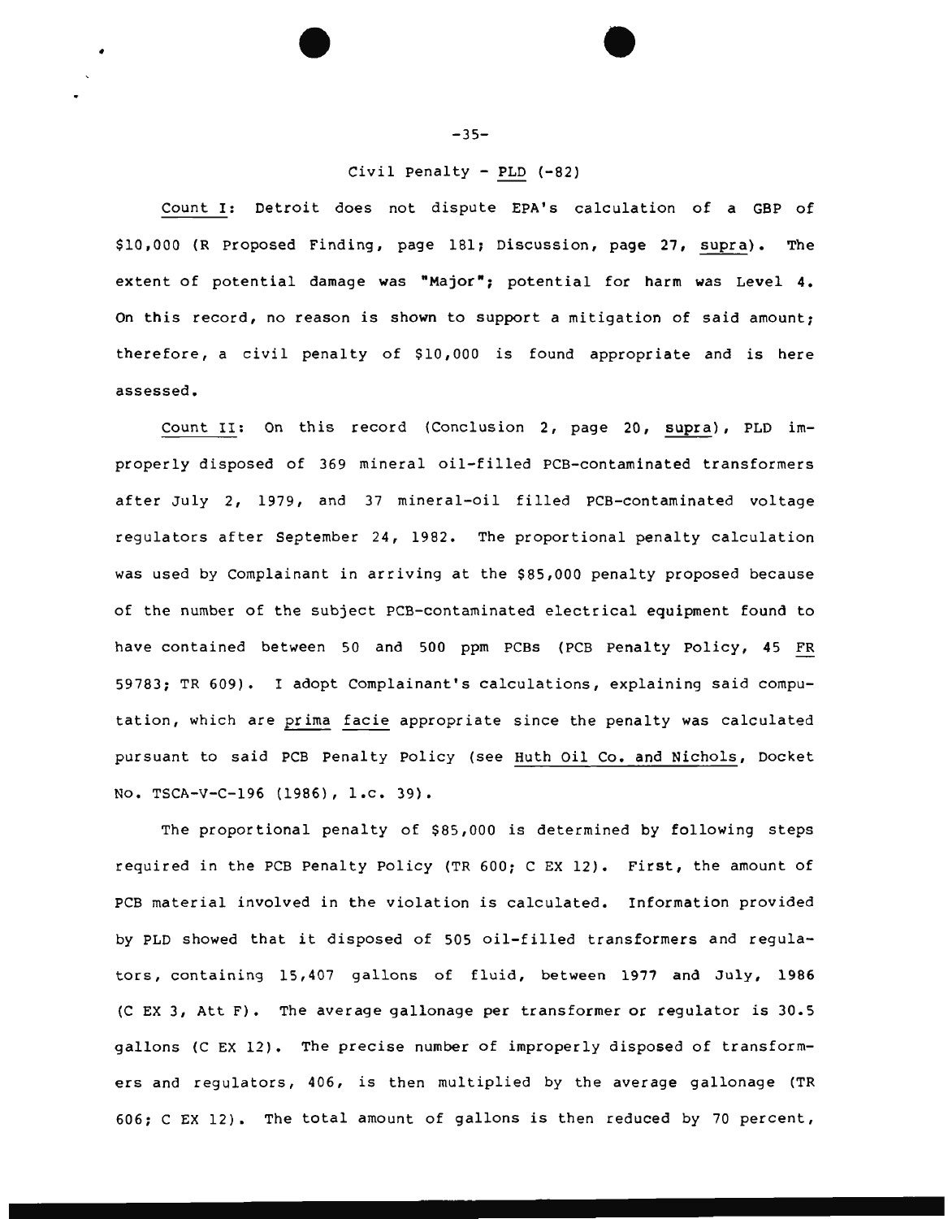Civil Penalty - <u>PLD</u> (-82)

<u>Count I</u>: Detroit does not dispute EPA's calculation of a GBP of $10,000 (R Proposed Finding, page 181; Discussion, page 27, <u>supra</u>). The extent of potential damage was "Major"; potential for harm was Level 4. On this record, no reason is shown to support a mitigation of said amount; therefore, a civil penalty of $10,000 is found appropriate and is here assessed.

<u>Count II</u>: On this record (Conclusion 2, page 20, <u>supra</u>), PLD improperly disposed of 369 mineral oil-filled PCB-contaminated transformers after July 2, 1979, and 37 mineral-oil filled PCB-contaminated voltage regulators after September 24, 1982. The proportional penalty calculation was used by Complainant in arriving at the $85,000 penalty proposed because of the number of the subject PCB-contaminated electrical equipment found to have contained between 50 and 500 ppm PCBs (PCB Penalty Policy, 45 <u>FR</u> 59783; TR 609). I adopt Complainant's calculations, explaining said computation, which are <u>prima facie</u> appropriate since the penalty was calculated pursuant to said PCB Penalty Policy (see <u>Huth Oil Co. and Nichols</u>, Docket No. TSCA-V-C-196 (1986), l.c. 39).

The proportional penalty of $85,000 is determined by following steps required in the PCB Penalty Policy (TR 600; C EX 12). First, the amount of PCB material involved in the violation is calculated. Information provided by PLD showed that it disposed of 505 oil-filled transformers and regulators, containing 15,407 gallons of fluid, between 1977 and July, 1986 (C EX 3, Att F). The average gallonage per transformer or regulator is 30.5 gallons (C EX 12). The precise number of improperly disposed of transformers and regulators, 406, is then multiplied by the average gallonage (TR 606; C EX 12). The total amount of gallons is then reduced by 70 percent,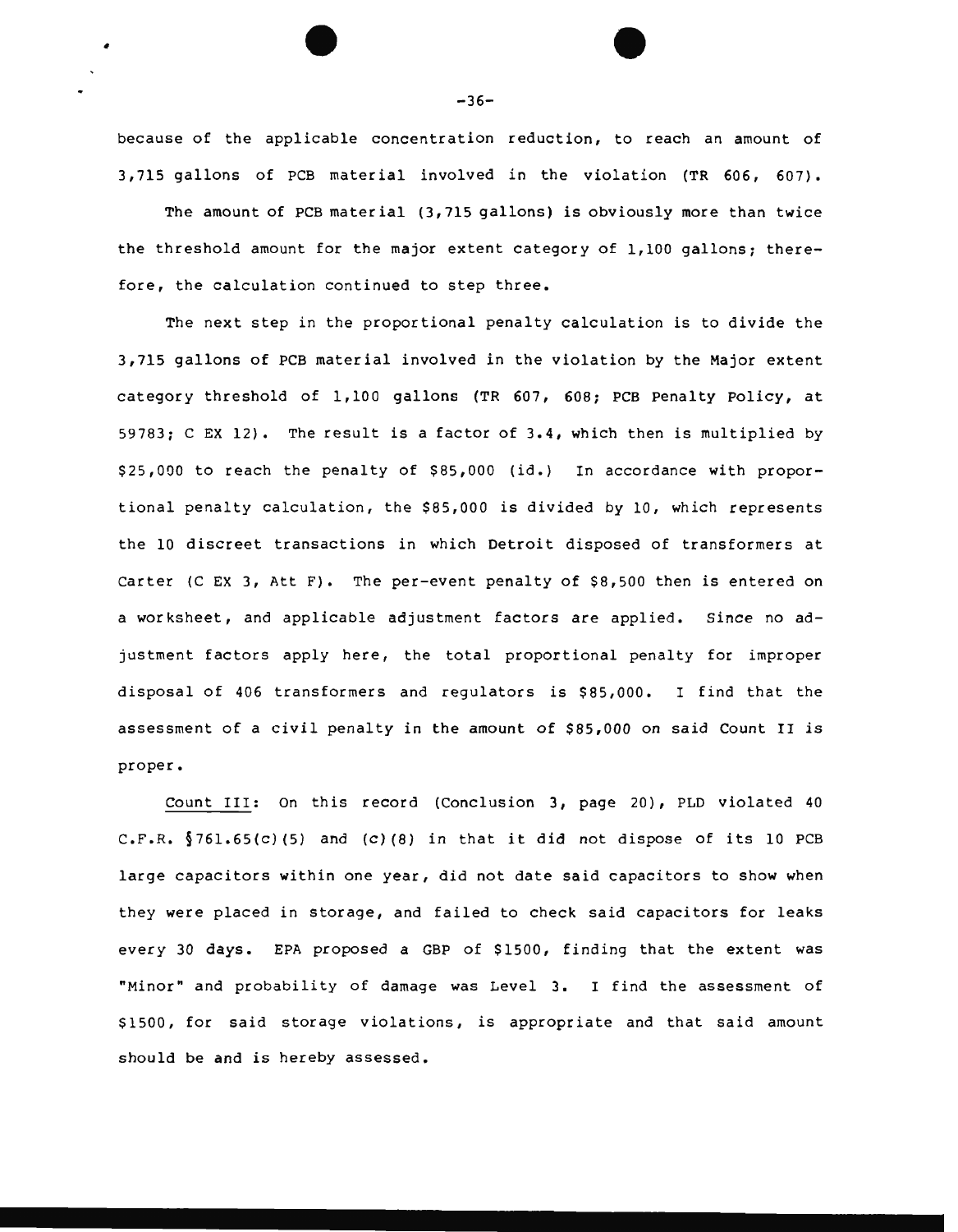because of the applicable concentration reduction, to reach an amount of 3,715 gallons of PCB material involved in the violation (TR 606, 607).

The amount of PCB material (3,715 gallons) is obviously more than twice the threshold amount for the major extent category of 1,100 gallons; therefore, the calculation continued to step three.

The next step in the proportional penalty calculation is to divide the 3,715 gallons of PCB material involved in the violation by the Major extent category threshold of 1,100 gallons (TR 607, 608; PCB Penalty Policy, at 59783; C EX 12). The result is a factor of 3.4, which then is multiplied by $25,000 to reach the penalty of $85,000 (id.) In accordance with proportional penalty calculation, the $85,000 is divided by 10, which represents the 10 discreet transactions in which Detroit disposed of transformers at Carter (C EX 3, Att F). The per-event penalty of $8,500 then is entered on a worksheet, and applicable adjustment factors are applied. Since no adjustment factors apply here, the total proportional penalty for improper disposal of 406 transformers and regulators is $85,000. I find that the assessment of a civil penalty in the amount of $85,000 on said Count II is proper.

<u>Count III</u>: On this record (Conclusion 3, page 20), PLD violated 40 C.F.R. §761.65(c)(5) and (c)(8) in that it did not dispose of its 10 PCB large capacitors within one year, did not date said capacitors to show when they were placed in storage, and failed to check said capacitors for leaks every 30 days. EPA proposed a GBP of $1500, finding that the extent was "Minor" and probability of damage was Level 3. I find the assessment of $1500, for said storage violations, is appropriate and that said amount should be and is hereby assessed.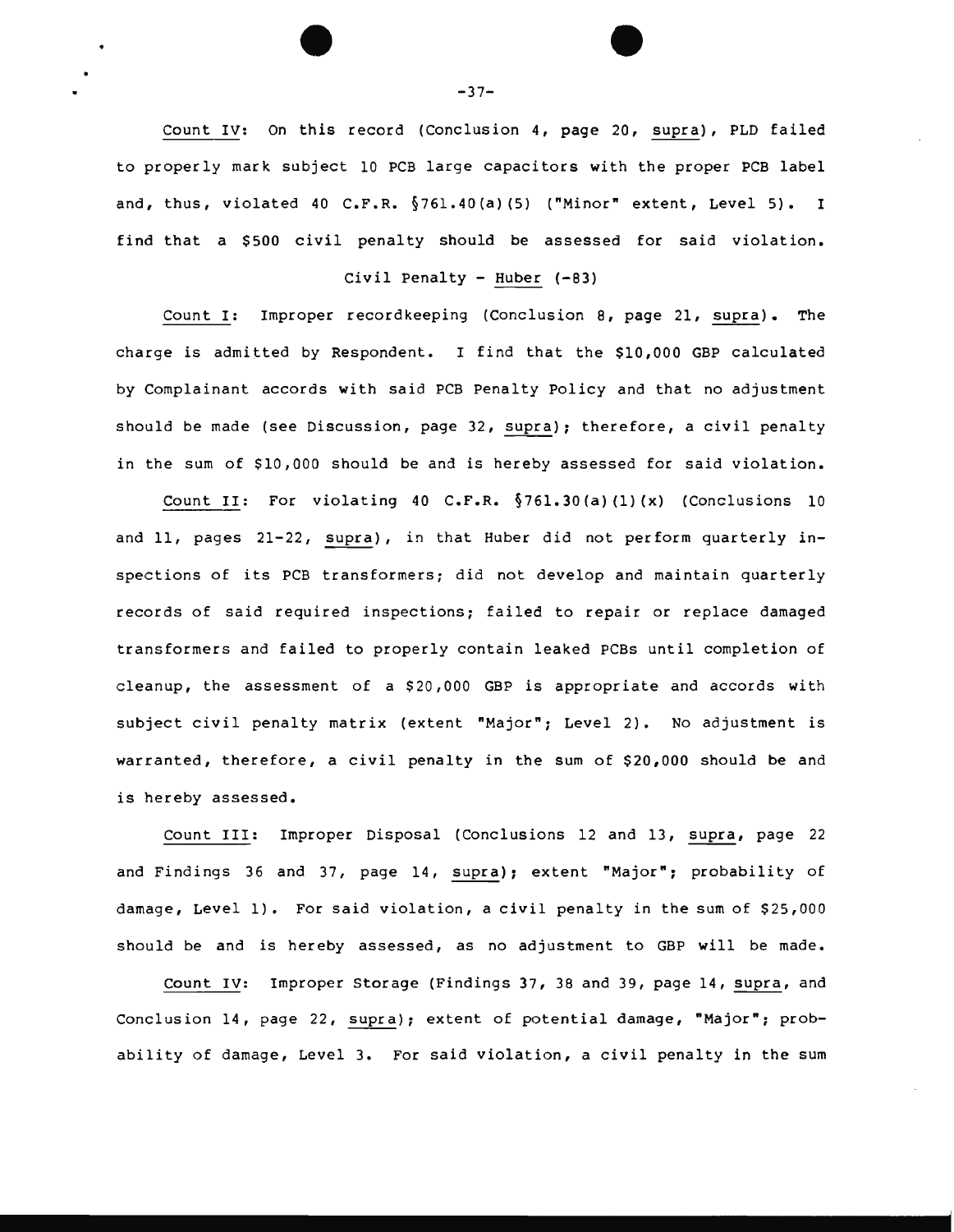Count IV: On this record (Conclusion 4, page 20, *supra*), PLD failed to properly mark subject 10 PCB large capacitors with the proper PCB label and, thus, violated 40 C.F.R. §761.40(a)(5) ("Minor" extent, Level 5). I find that a $500 civil penalty should be assessed for said violation.

Civil Penalty - Huber (-83)

Count I: Improper recordkeeping (Conclusion 8, page 21, *supra*). The charge is admitted by Respondent. I find that the $10,000 GBP calculated by Complainant accords with said PCB Penalty Policy and that no adjustment should be made (see Discussion, page 32, *supra*); therefore, a civil penalty in the sum of $10,000 should be and is hereby assessed for said violation.

Count II: For violating 40 C.F.R. §761.30(a)(1)(x) (Conclusions 10 and 11, pages 21-22, *supra*), in that Huber did not perform quarterly inspections of its PCB transformers; did not develop and maintain quarterly records of said required inspections; failed to repair or replace damaged transformers and failed to properly contain leaked PCBs until completion of cleanup, the assessment of a $20,000 GBP is appropriate and accords with subject civil penalty matrix (extent "Major"; Level 2). No adjustment is warranted, therefore, a civil penalty in the sum of $20,000 should be and is hereby assessed.

Count III: Improper Disposal (Conclusions 12 and 13, *supra*, page 22 and Findings 36 and 37, page 14, *supra*); extent "Major"; probability of damage, Level 1). For said violation, a civil penalty in the sum of $25,000 should be and is hereby assessed, as no adjustment to GBP will be made.

Count IV: Improper Storage (Findings 37, 38 and 39, page 14, *supra*, and Conclusion 14, page 22, *supra*); extent of potential damage, "Major"; probability of damage, Level 3. For said violation, a civil penalty in the sum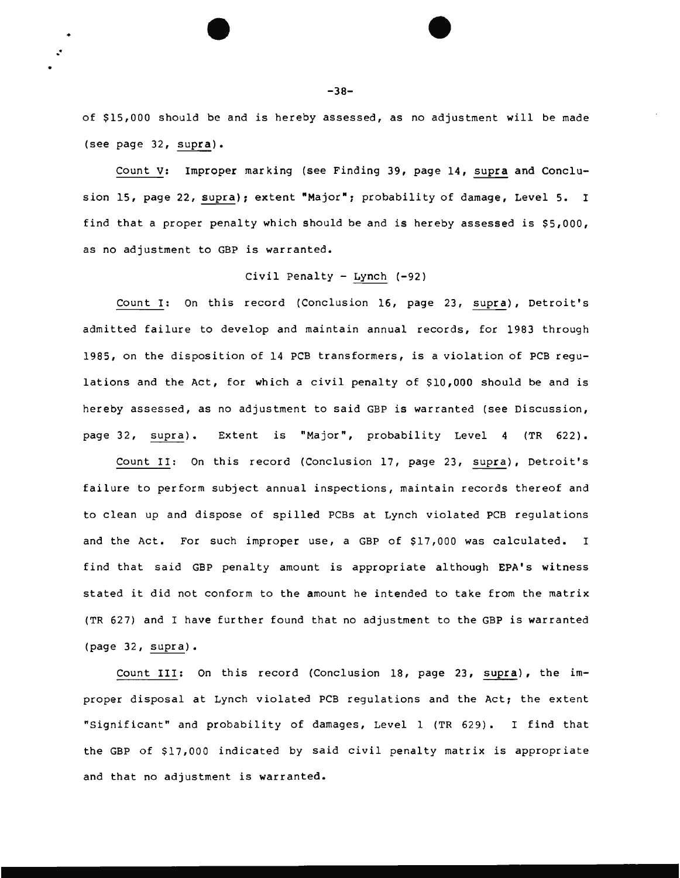of $15,000 should be and is hereby assessed, as no adjustment will be made (see page 32, supra).

Count V: Improper marking (see Finding 39, page 14, supra and Conclusion 15, page 22, supra); extent "Major"; probability of damage, Level 5. I find that a proper penalty which should be and is hereby assessed is $5,000, as no adjustment to GBP is warranted.

Civil Penalty - Lynch (-92)

Count I: On this record (Conclusion 16, page 23, supra), Detroit's admitted failure to develop and maintain annual records, for 1983 through 1985, on the disposition of 14 PCB transformers, is a violation of PCB regulations and the Act, for which a civil penalty of $10,000 should be and is hereby assessed, as no adjustment to said GBP is warranted (see Discussion, page 32, supra). Extent is "Major", probability Level 4 (TR 622).

Count II: On this record (Conclusion 17, page 23, supra), Detroit's failure to perform subject annual inspections, maintain records thereof and to clean up and dispose of spilled PCBs at Lynch violated PCB regulations and the Act. For such improper use, a GBP of $17,000 was calculated. I find that said GBP penalty amount is appropriate although EPA's witness stated it did not conform to the amount he intended to take from the matrix (TR 627) and I have further found that no adjustment to the GBP is warranted (page 32, supra).

Count III: On this record (Conclusion 18, page 23, supra), the improper disposal at Lynch violated PCB regulations and the Act; the extent "Significant" and probability of damages, Level 1 (TR 629). I find that the GBP of $17,000 indicated by said civil penalty matrix is appropriate and that no adjustment is warranted.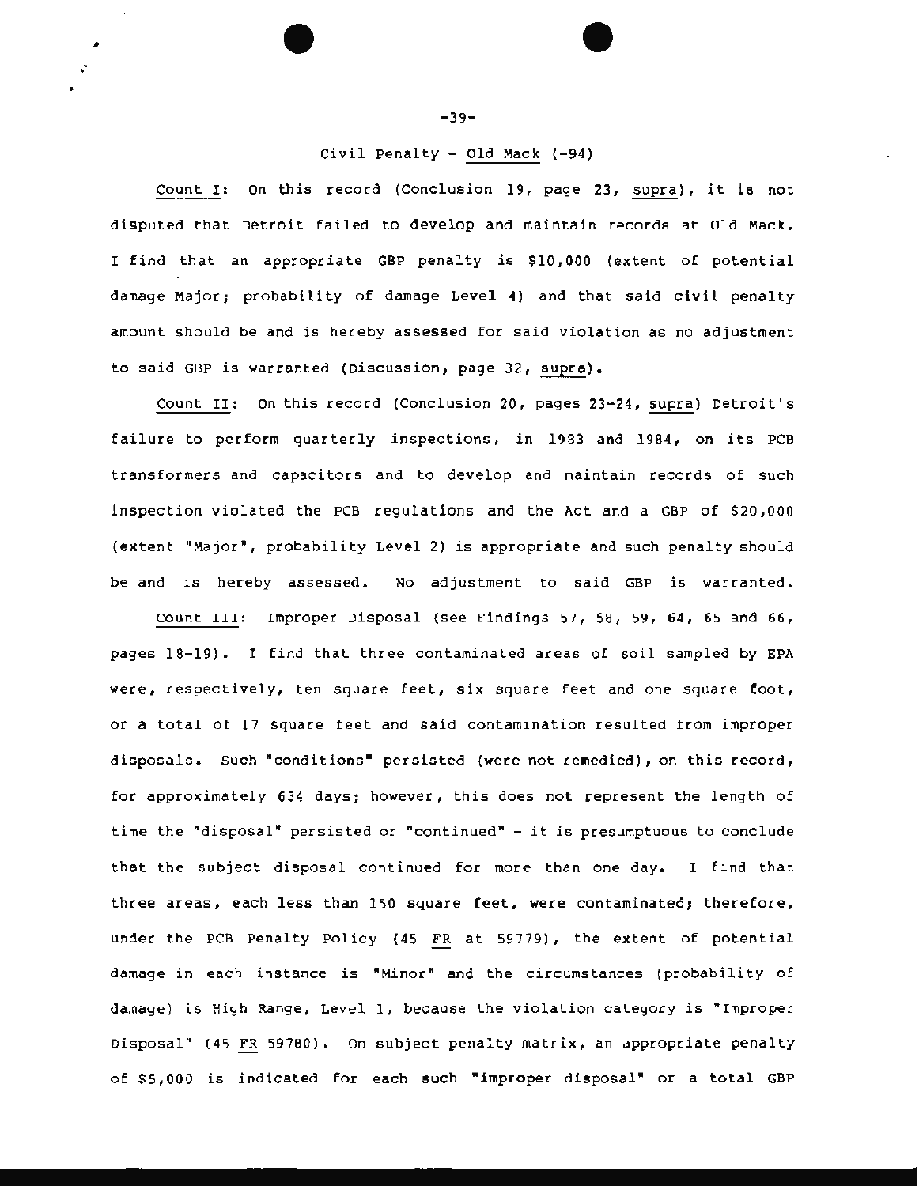Civil Penalty - Old Mack (-94)

Count I: On this record (Conclusion 19, page 23, *supra*), it is not disputed that Detroit failed to develop and maintain records at Old Mack. I find that an appropriate GBP penalty is $10,000 (extent of potential damage Major; probability of damage Level 4) and that said civil penalty amount should be and is hereby assessed for said violation as no adjustment to said GBP is warranted (Discussion, page 32, *supra*).

Count II: On this record (Conclusion 20, pages 23-24, *supra*) Detroit's failure to perform quarterly inspections, in 1983 and 1984, on its PCB transformers and capacitors and to develop and maintain records of such inspection violated the PCB regulations and the Act and a GBP of $20,000 (extent "Major", probability Level 2) is appropriate and such penalty should be and is hereby assessed. No adjustment to said GBP is warranted.

Count III: Improper Disposal (see Findings 57, 58, 59, 64, 65 and 66, pages 18-19). I find that three contaminated areas of soil sampled by EPA were, respectively, ten square feet, six square feet and one square foot, or a total of 17 square feet and said contamination resulted from improper disposals. Such "conditions" persisted (were not remedied), on this record, for approximately 634 days; however, this does not represent the length of time the "disposal" persisted or "continued" - it is presumptuous to conclude that the subject disposal continued for more than one day. I find that three areas, each less than 150 square feet, were contaminated; therefore, under the PCB Penalty Policy (45 FR at 59779), the extent of potential damage in each instance is "Minor" and the circumstances (probability of damage) is High Range, Level 1, because the violation category is "Improper Disposal" (45 FR 59780). On subject penalty matrix, an appropriate penalty of $5,000 is indicated for each such "improper disposal" or a total GBP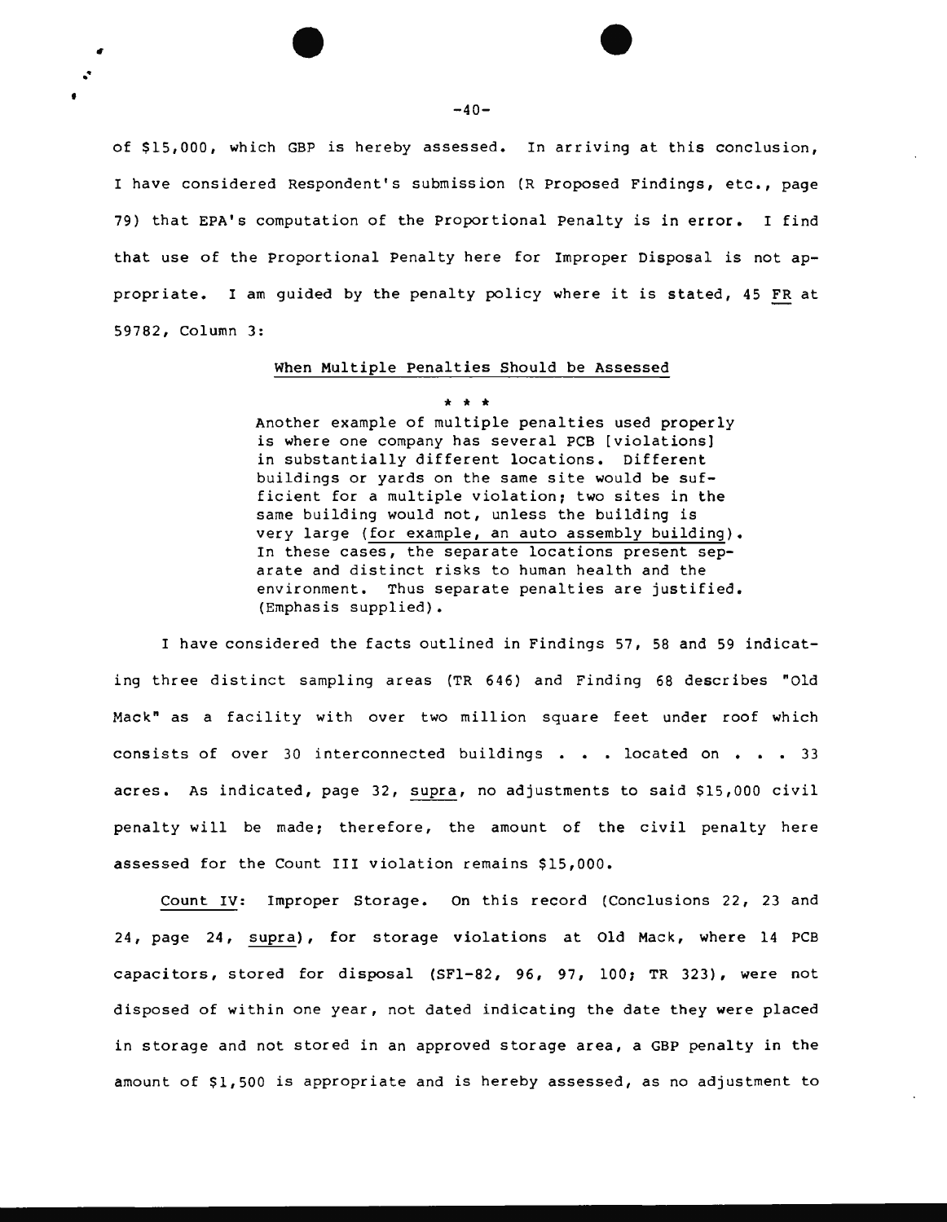of $15,000, which GBP is hereby assessed. In arriving at this conclusion, I have considered Respondent's submission (R Proposed Findings, etc., page 79) that EPA's computation of the Proportional Penalty is in error. I find that use of the Proportional Penalty here for Improper Disposal is not appropriate. I am guided by the penalty policy where it is stated, 45 FR at 59782, Column 3:

> <u>When Multiple Penalties Should be Assessed</u>
>
> \* \* \*
>
> Another example of multiple penalties used properly is where one company has several PCB [violations] in substantially different locations. Different buildings or yards on the same site would be sufficient for a multiple violation; two sites in the same building would not, unless the building is very large (<u>for example, an auto assembly building</u>). In these cases, the separate locations present separate and distinct risks to human health and the environment. Thus separate penalties are justified. (Emphasis supplied).

I have considered the facts outlined in Findings 57, 58 and 59 indicating three distinct sampling areas (TR 646) and Finding 68 describes "Old Mack" as a facility with over two million square feet under roof which consists of over 30 interconnected buildings . . . located on . . . 33 acres. As indicated, page 32, <u>supra</u>, no adjustments to said $15,000 civil penalty will be made; therefore, the amount of the civil penalty here assessed for the Count III violation remains $15,000.

<u>Count IV</u>: Improper Storage. On this record (Conclusions 22, 23 and 24, page 24, <u>supra</u>), for storage violations at Old Mack, where 14 PCB capacitors, stored for disposal (SF1-82, 96, 97, 100; TR 323), were not disposed of within one year, not dated indicating the date they were placed in storage and not stored in an approved storage area, a GBP penalty in the amount of $1,500 is appropriate and is hereby assessed, as no adjustment to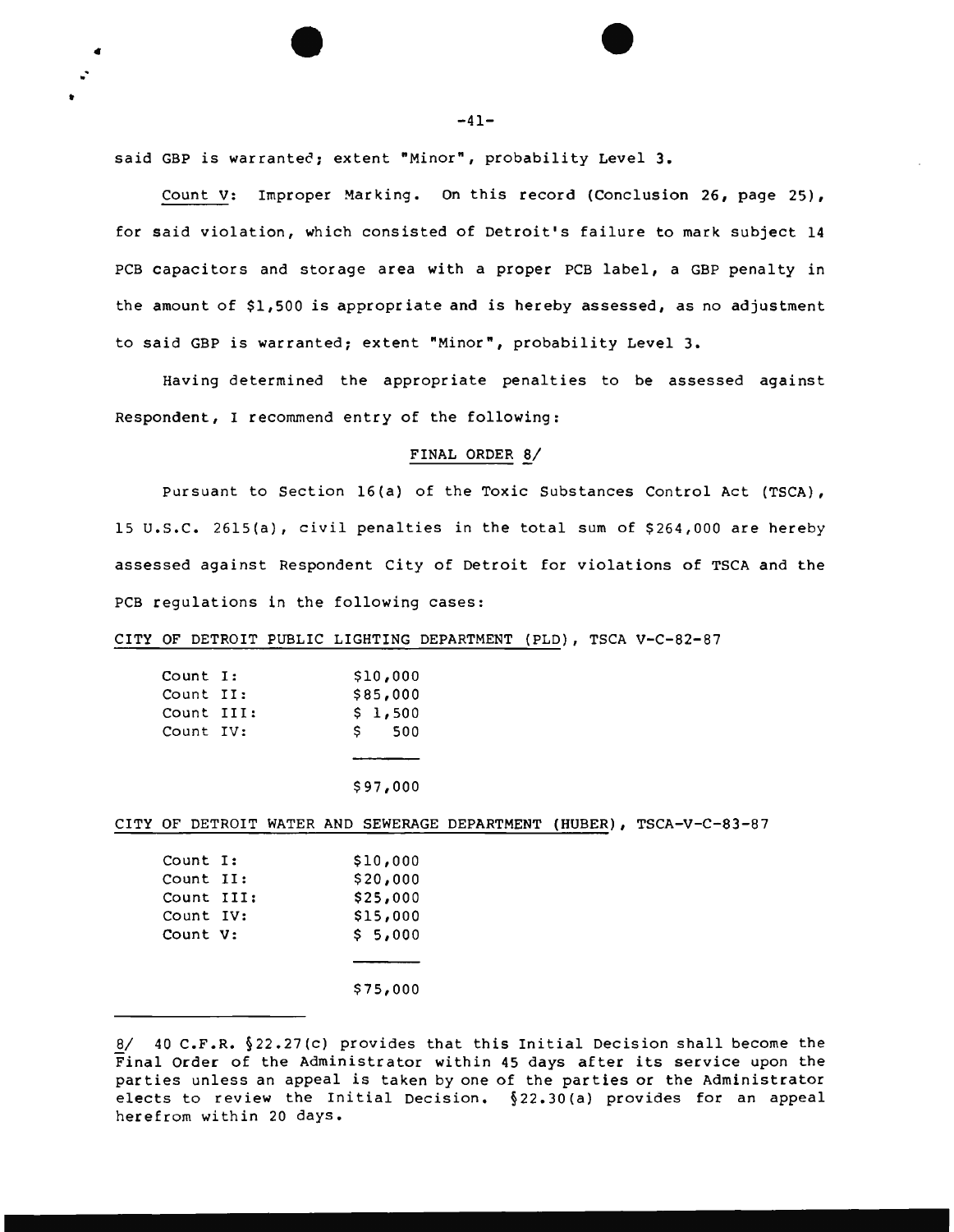said GBP is warranted; extent "Minor", probability Level 3.

Count V: Improper Marking. On this record (Conclusion 26, page 25), for said violation, which consisted of Detroit's failure to mark subject 14 PCB capacitors and storage area with a proper PCB label, a GBP penalty in the amount of $1,500 is appropriate and is hereby assessed, as no adjustment to said GBP is warranted; extent "Minor", probability Level 3.

Having determined the appropriate penalties to be assessed against Respondent, I recommend entry of the following:

## FINAL ORDER 8/

Pursuant to Section 16(a) of the Toxic Substances Control Act (TSCA), 15 U.S.C. 2615(a), civil penalties in the total sum of $264,000 are hereby assessed against Respondent City of Detroit for violations of TSCA and the PCB regulations in the following cases:

CITY OF DETROIT PUBLIC LIGHTING DEPARTMENT (PLD), TSCA V-C-82-87

| | |
|---|---|
| Count I: | $10,000 |
| Count II: | $85,000 |
| Count III: | $ 1,500 |
| Count IV: | $ 500 |
| | $97,000 |

CITY OF DETROIT WATER AND SEWERAGE DEPARTMENT (HUBER), TSCA-V-C-83-87

| | |
|---|---|
| Count I: | $10,000 |
| Count II: | $20,000 |
| Count III: | $25,000 |
| Count IV: | $15,000 |
| Count V: | $ 5,000 |
| | $75,000 |

---

8/ 40 C.F.R. §22.27(c) provides that this Initial Decision shall become the Final Order of the Administrator within 45 days after its service upon the parties unless an appeal is taken by one of the parties or the Administrator elects to review the Initial Decision. §22.30(a) provides for an appeal herefrom within 20 days.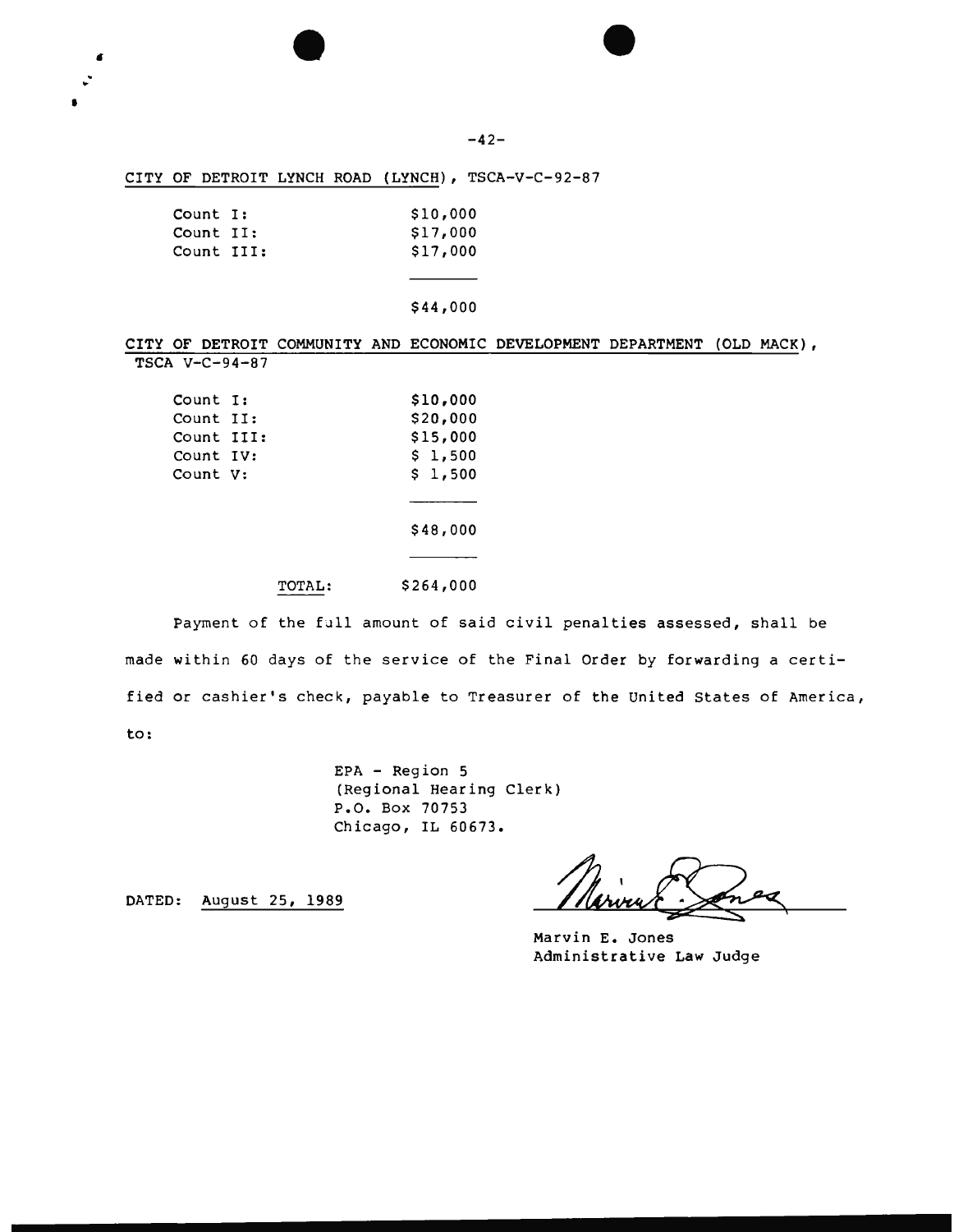CITY OF DETROIT LYNCH ROAD (LYNCH), TSCA-V-C-92-87

| | |
|---|---|
| Count I: | $10,000 |
| Count II: | $17,000 |
| Count III: | $17,000 |
| | $44,000 |

CITY OF DETROIT COMMUNITY AND ECONOMIC DEVELOPMENT DEPARTMENT (OLD MACK), TSCA V-C-94-87

| | |
|---|---|
| Count I: | $10,000 |
| Count II: | $20,000 |
| Count III: | $15,000 |
| Count IV: | $ 1,500 |
| Count V: | $ 1,500 |
| | $48,000 |
| TOTAL: | $264,000 |

Payment of the full amount of said civil penalties assessed, shall be made within 60 days of the service of the Final Order by forwarding a certified or cashier's check, payable to Treasurer of the United States of America, to:

EPA - Region 5
(Regional Hearing Clerk)
P.O. Box 70753
Chicago, IL 60673.

DATED: August 25, 1989

Marvin E. Jones
Administrative Law Judge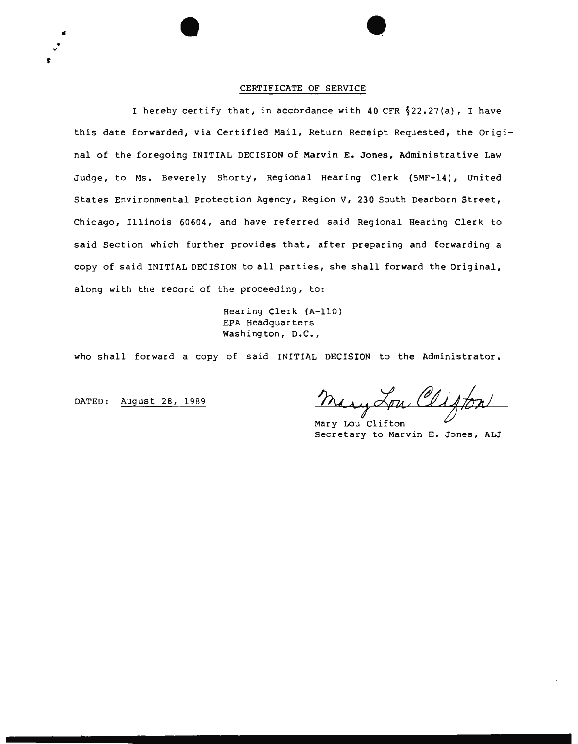## CERTIFICATE OF SERVICE

I hereby certify that, in accordance with 40 CFR §22.27(a), I have this date forwarded, via Certified Mail, Return Receipt Requested, the Original of the foregoing INITIAL DECISION of Marvin E. Jones, Administrative Law Judge, to Ms. Beverely Shorty, Regional Hearing Clerk (5MF-14), United States Environmental Protection Agency, Region V, 230 South Dearborn Street, Chicago, Illinois 60604, and have referred said Regional Hearing Clerk to said Section which further provides that, after preparing and forwarding a copy of said INITIAL DECISION to all parties, she shall forward the Original, along with the record of the proceeding, to:

Hearing Clerk (A-110)
EPA Headquarters
Washington, D.C.,

who shall forward a copy of said INITIAL DECISION to the Administrator.

DATED: August 28, 1989

Mary Lou Clifton

Mary Lou Clifton
Secretary to Marvin E. Jones, ALJ